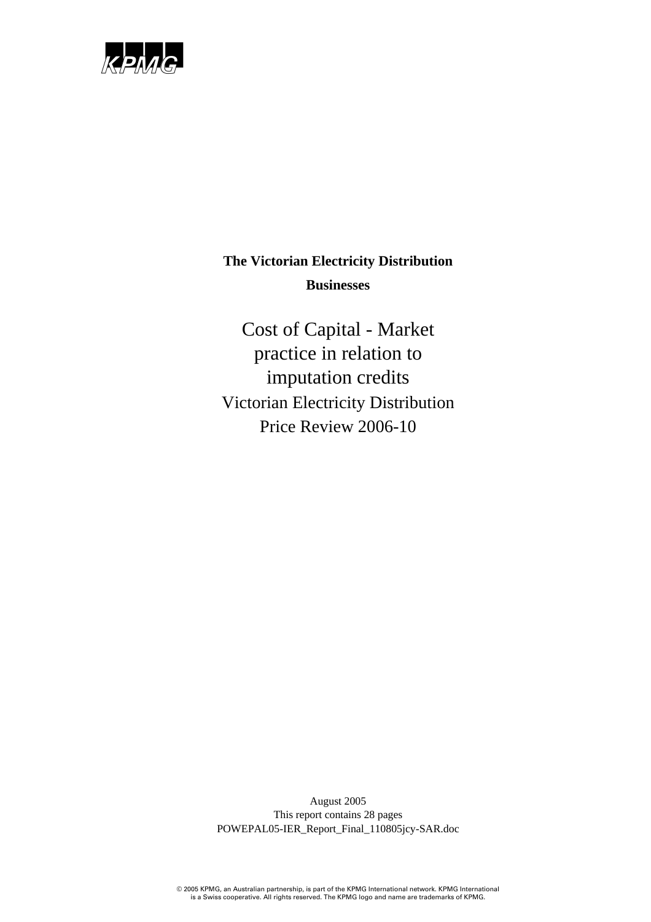KPMG

**The Victorian Electricity Distribution Businesses**

# Cost of Capital - Market practice in relation to imputation credits

## Victorian Electricity Distribution Price Review 2006-10

August 2005

This report contains 28 pages

POWEPAL05-IER_Report_Final_110805jcy-SAR.doc

© 2005 KPMG, an Australian partnership, is part of the KPMG International network. KPMG International is a Swiss cooperative. All rights reserved. The KPMG logo and name are trademarks of KPMG.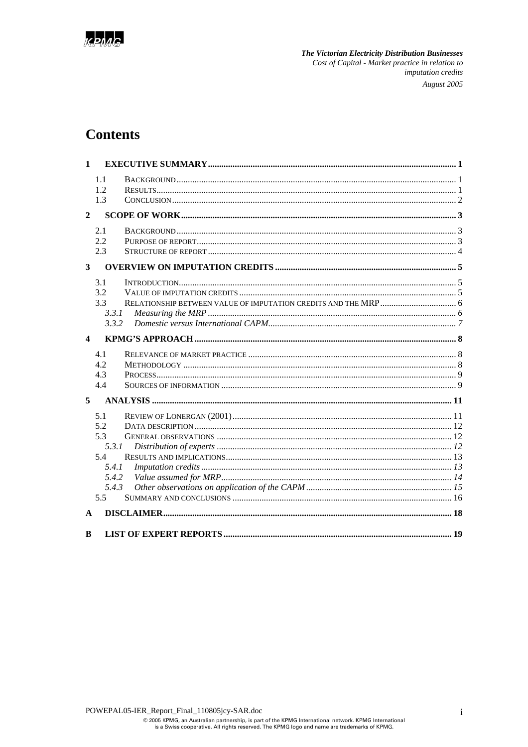# Contents

**1 EXECUTIVE SUMMARY** ..... 1

- 1.1 Background ..... 1
- 1.2 Results ..... 1
- 1.3 Conclusion ..... 2

**2 SCOPE OF WORK** ..... 3

- 2.1 Background ..... 3
- 2.2 Purpose of report ..... 3
- 2.3 Structure of report ..... 4

**3 OVERVIEW ON IMPUTATION CREDITS** ..... 5

- 3.1 Introduction ..... 5
- 3.2 Value of imputation credits ..... 5
- 3.3 Relationship between value of imputation credits and the MRP ..... 6
  - *3.3.1 Measuring the MRP* ..... 6
  - *3.3.2 Domestic versus International CAPM* ..... 7

**4 KPMG'S APPROACH** ..... 8

- 4.1 Relevance of market practice ..... 8
- 4.2 Methodology ..... 8
- 4.3 Process ..... 9
- 4.4 Sources of information ..... 9

**5 ANALYSIS** ..... 11

- 5.1 Review of Lonergan (2001) ..... 11
- 5.2 Data description ..... 12
- 5.3 General observations ..... 12
  - *5.3.1 Distribution of experts* ..... 12
- 5.4 Results and implications ..... 13
  - *5.4.1 Imputation credits* ..... 13
  - *5.4.2 Value assumed for MRP* ..... 14
  - *5.4.3 Other observations on application of the CAPM* ..... 15
- 5.5 Summary and conclusions ..... 16

**A DISCLAIMER** ..... 18

**B LIST OF EXPERT REPORTS** ..... 19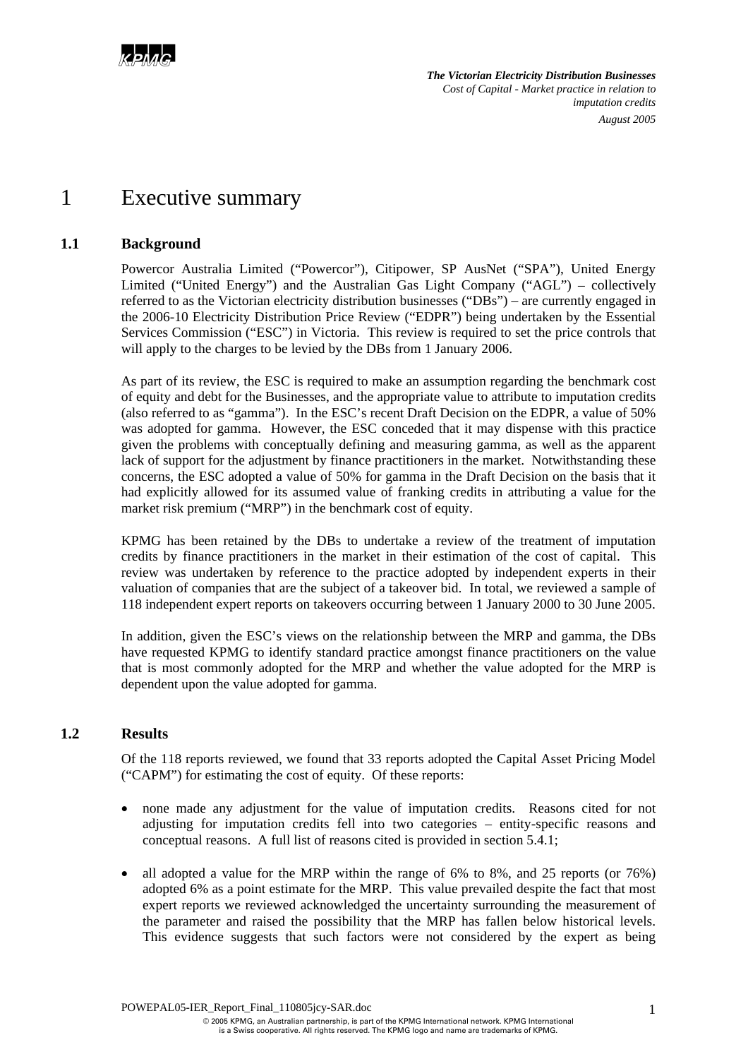# 1 Executive summary

## 1.1 Background

Powercor Australia Limited ("Powercor"), Citipower, SP AusNet ("SPA"), United Energy Limited ("United Energy") and the Australian Gas Light Company ("AGL") – collectively referred to as the Victorian electricity distribution businesses ("DBs") – are currently engaged in the 2006-10 Electricity Distribution Price Review ("EDPR") being undertaken by the Essential Services Commission ("ESC") in Victoria. This review is required to set the price controls that will apply to the charges to be levied by the DBs from 1 January 2006.

As part of its review, the ESC is required to make an assumption regarding the benchmark cost of equity and debt for the Businesses, and the appropriate value to attribute to imputation credits (also referred to as "gamma"). In the ESC's recent Draft Decision on the EDPR, a value of 50% was adopted for gamma. However, the ESC conceded that it may dispense with this practice given the problems with conceptually defining and measuring gamma, as well as the apparent lack of support for the adjustment by finance practitioners in the market. Notwithstanding these concerns, the ESC adopted a value of 50% for gamma in the Draft Decision on the basis that it had explicitly allowed for its assumed value of franking credits in attributing a value for the market risk premium ("MRP") in the benchmark cost of equity.

KPMG has been retained by the DBs to undertake a review of the treatment of imputation credits by finance practitioners in the market in their estimation of the cost of capital. This review was undertaken by reference to the practice adopted by independent experts in their valuation of companies that are the subject of a takeover bid. In total, we reviewed a sample of 118 independent expert reports on takeovers occurring between 1 January 2000 to 30 June 2005.

In addition, given the ESC's views on the relationship between the MRP and gamma, the DBs have requested KPMG to identify standard practice amongst finance practitioners on the value that is most commonly adopted for the MRP and whether the value adopted for the MRP is dependent upon the value adopted for gamma.

## 1.2 Results

Of the 118 reports reviewed, we found that 33 reports adopted the Capital Asset Pricing Model ("CAPM") for estimating the cost of equity. Of these reports:

- none made any adjustment for the value of imputation credits. Reasons cited for not adjusting for imputation credits fell into two categories – entity-specific reasons and conceptual reasons. A full list of reasons cited is provided in section 5.4.1;
- all adopted a value for the MRP within the range of 6% to 8%, and 25 reports (or 76%) adopted 6% as a point estimate for the MRP. This value prevailed despite the fact that most expert reports we reviewed acknowledged the uncertainty surrounding the measurement of the parameter and raised the possibility that the MRP has fallen below historical levels. This evidence suggests that such factors were not considered by the expert as being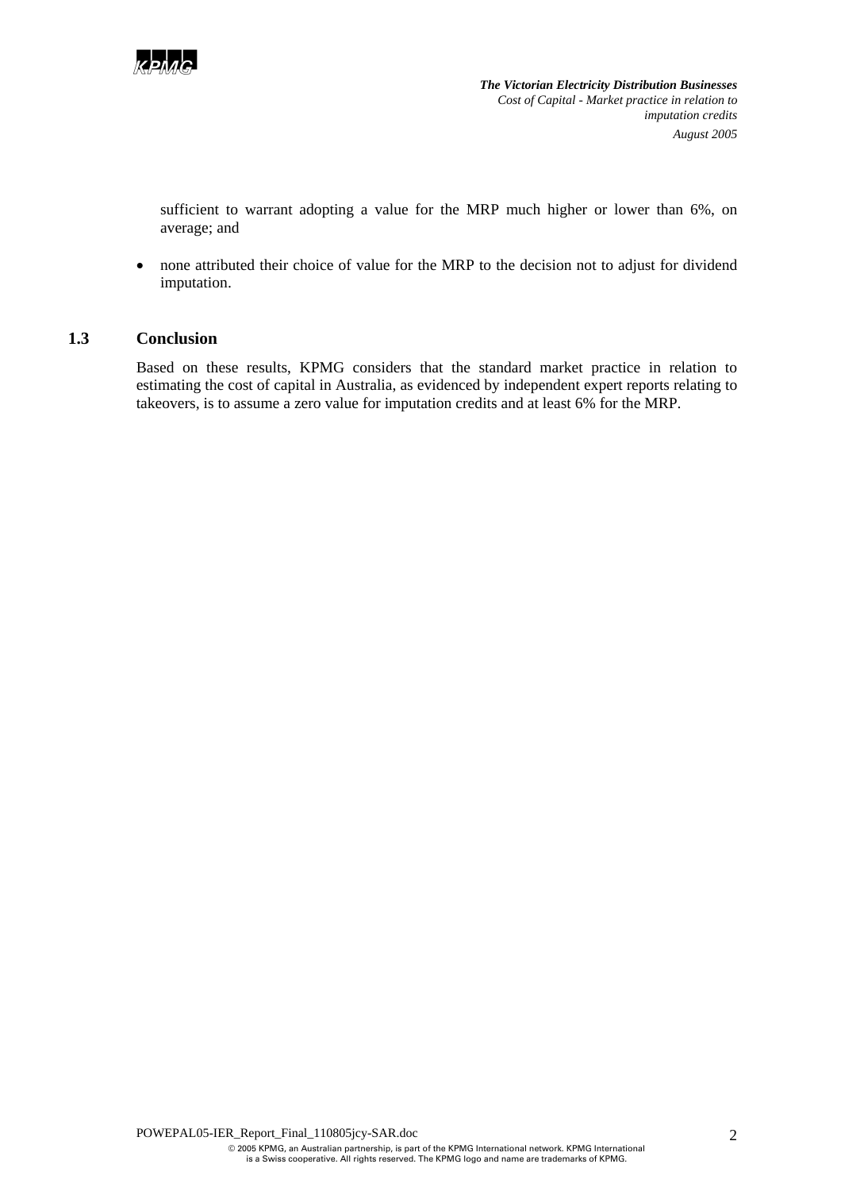sufficient to warrant adopting a value for the MRP much higher or lower than 6%, on average; and

- none attributed their choice of value for the MRP to the decision not to adjust for dividend imputation.

## 1.3 Conclusion

Based on these results, KPMG considers that the standard market practice in relation to estimating the cost of capital in Australia, as evidenced by independent expert reports relating to takeovers, is to assume a zero value for imputation credits and at least 6% for the MRP.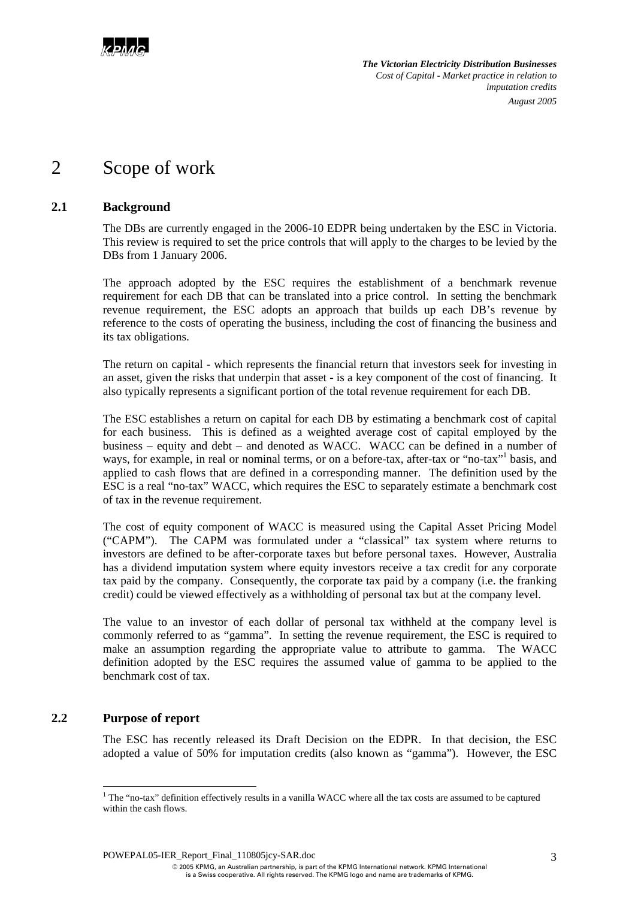# 2 Scope of work

## 2.1 Background

The DBs are currently engaged in the 2006-10 EDPR being undertaken by the ESC in Victoria. This review is required to set the price controls that will apply to the charges to be levied by the DBs from 1 January 2006.

The approach adopted by the ESC requires the establishment of a benchmark revenue requirement for each DB that can be translated into a price control. In setting the benchmark revenue requirement, the ESC adopts an approach that builds up each DB's revenue by reference to the costs of operating the business, including the cost of financing the business and its tax obligations.

The return on capital - which represents the financial return that investors seek for investing in an asset, given the risks that underpin that asset - is a key component of the cost of financing. It also typically represents a significant portion of the total revenue requirement for each DB.

The ESC establishes a return on capital for each DB by estimating a benchmark cost of capital for each business. This is defined as a weighted average cost of capital employed by the business – equity and debt – and denoted as WACC. WACC can be defined in a number of ways, for example, in real or nominal terms, or on a before-tax, after-tax or "no-tax"[1] basis, and applied to cash flows that are defined in a corresponding manner. The definition used by the ESC is a real "no-tax" WACC, which requires the ESC to separately estimate a benchmark cost of tax in the revenue requirement.

The cost of equity component of WACC is measured using the Capital Asset Pricing Model ("CAPM"). The CAPM was formulated under a "classical" tax system where returns to investors are defined to be after-corporate taxes but before personal taxes. However, Australia has a dividend imputation system where equity investors receive a tax credit for any corporate tax paid by the company. Consequently, the corporate tax paid by a company (i.e. the franking credit) could be viewed effectively as a withholding of personal tax but at the company level.

The value to an investor of each dollar of personal tax withheld at the company level is commonly referred to as "gamma". In setting the revenue requirement, the ESC is required to make an assumption regarding the appropriate value to attribute to gamma. The WACC definition adopted by the ESC requires the assumed value of gamma to be applied to the benchmark cost of tax.

## 2.2 Purpose of report

The ESC has recently released its Draft Decision on the EDPR. In that decision, the ESC adopted a value of 50% for imputation credits (also known as "gamma"). However, the ESC

[1] The "no-tax" definition effectively results in a vanilla WACC where all the tax costs are assumed to be captured within the cash flows.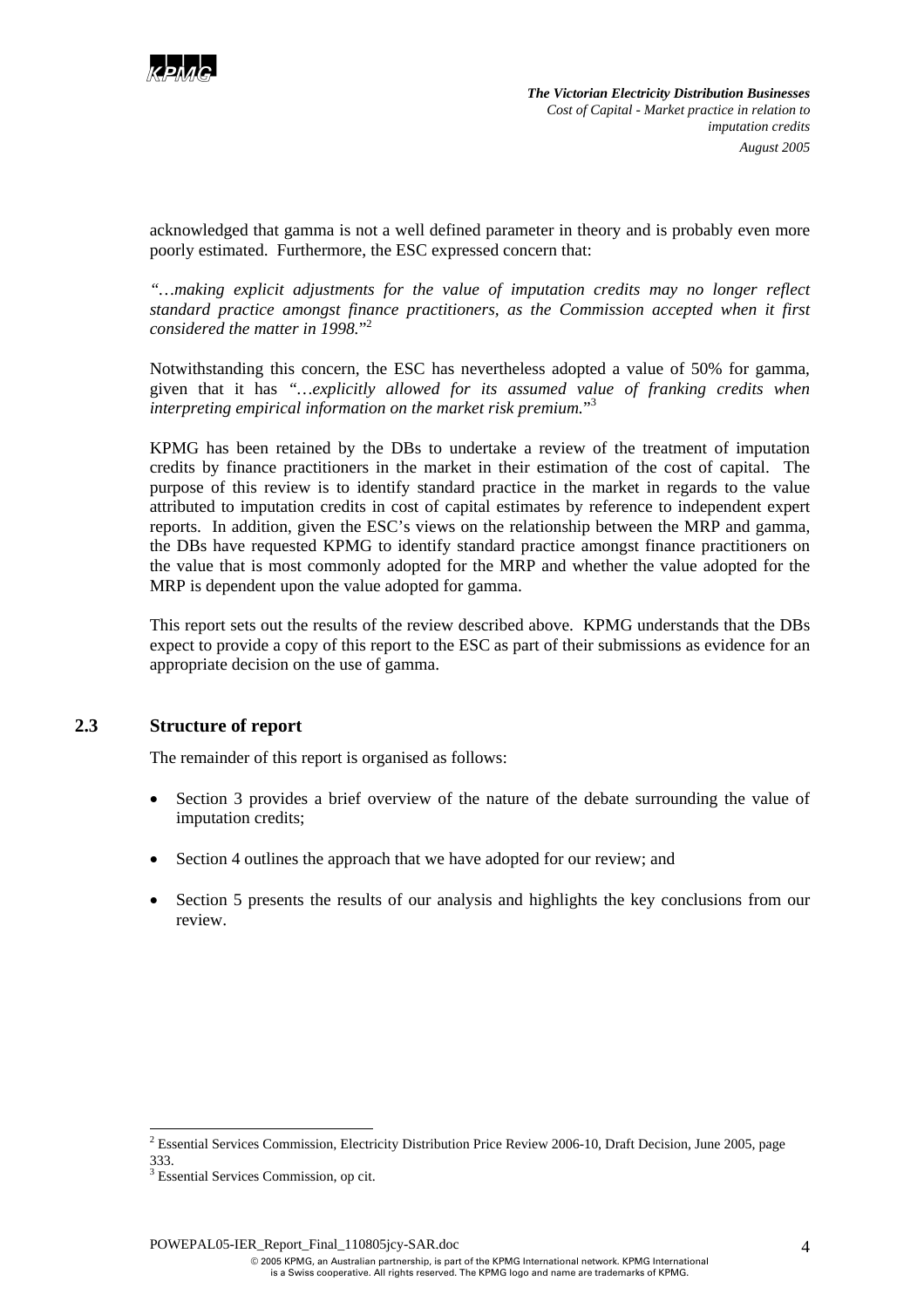acknowledged that gamma is not a well defined parameter in theory and is probably even more poorly estimated. Furthermore, the ESC expressed concern that:

*"…making explicit adjustments for the value of imputation credits may no longer reflect standard practice amongst finance practitioners, as the Commission accepted when it first considered the matter in 1998."*[2]

Notwithstanding this concern, the ESC has nevertheless adopted a value of 50% for gamma, given that it has *"…explicitly allowed for its assumed value of franking credits when interpreting empirical information on the market risk premium."*[3]

KPMG has been retained by the DBs to undertake a review of the treatment of imputation credits by finance practitioners in the market in their estimation of the cost of capital. The purpose of this review is to identify standard practice in the market in regards to the value attributed to imputation credits in cost of capital estimates by reference to independent expert reports. In addition, given the ESC's views on the relationship between the MRP and gamma, the DBs have requested KPMG to identify standard practice amongst finance practitioners on the value that is most commonly adopted for the MRP and whether the value adopted for the MRP is dependent upon the value adopted for gamma.

This report sets out the results of the review described above. KPMG understands that the DBs expect to provide a copy of this report to the ESC as part of their submissions as evidence for an appropriate decision on the use of gamma.

## 2.3 Structure of report

The remainder of this report is organised as follows:

- Section 3 provides a brief overview of the nature of the debate surrounding the value of imputation credits;
- Section 4 outlines the approach that we have adopted for our review; and
- Section 5 presents the results of our analysis and highlights the key conclusions from our review.

---

[2] Essential Services Commission, Electricity Distribution Price Review 2006-10, Draft Decision, June 2005, page 333.

[3] Essential Services Commission, op cit.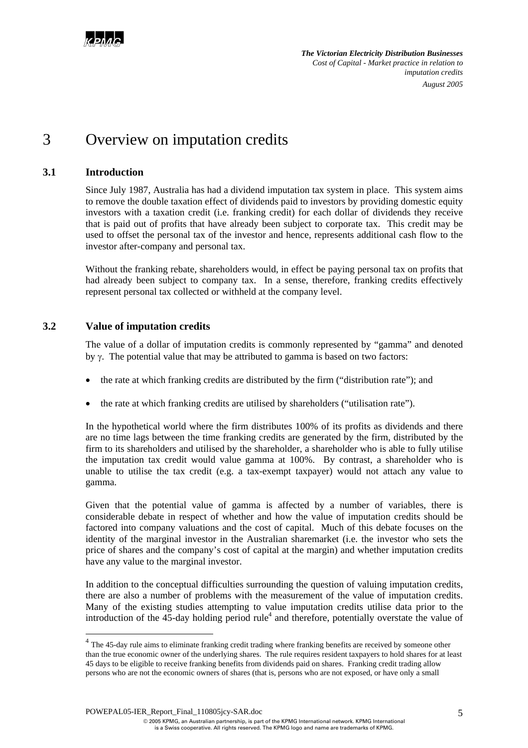# 3 Overview on imputation credits

## 3.1 Introduction

Since July 1987, Australia has had a dividend imputation tax system in place. This system aims to remove the double taxation effect of dividends paid to investors by providing domestic equity investors with a taxation credit (i.e. franking credit) for each dollar of dividends they receive that is paid out of profits that have already been subject to corporate tax. This credit may be used to offset the personal tax of the investor and hence, represents additional cash flow to the investor after-company and personal tax.

Without the franking rebate, shareholders would, in effect be paying personal tax on profits that had already been subject to company tax. In a sense, therefore, franking credits effectively represent personal tax collected or withheld at the company level.

## 3.2 Value of imputation credits

The value of a dollar of imputation credits is commonly represented by "gamma" and denoted by $\gamma$. The potential value that may be attributed to gamma is based on two factors:

- the rate at which franking credits are distributed by the firm ("distribution rate"); and
- the rate at which franking credits are utilised by shareholders ("utilisation rate").

In the hypothetical world where the firm distributes 100% of its profits as dividends and there are no time lags between the time franking credits are generated by the firm, distributed by the firm to its shareholders and utilised by the shareholder, a shareholder who is able to fully utilise the imputation tax credit would value gamma at 100%. By contrast, a shareholder who is unable to utilise the tax credit (e.g. a tax-exempt taxpayer) would not attach any value to gamma.

Given that the potential value of gamma is affected by a number of variables, there is considerable debate in respect of whether and how the value of imputation credits should be factored into company valuations and the cost of capital. Much of this debate focuses on the identity of the marginal investor in the Australian sharemarket (i.e. the investor who sets the price of shares and the company's cost of capital at the margin) and whether imputation credits have any value to the marginal investor.

In addition to the conceptual difficulties surrounding the question of valuing imputation credits, there are also a number of problems with the measurement of the value of imputation credits. Many of the existing studies attempting to value imputation credits utilise data prior to the introduction of the 45-day holding period rule[4] and therefore, potentially overstate the value of

[4] The 45-day rule aims to eliminate franking credit trading where franking benefits are received by someone other than the true economic owner of the underlying shares. The rule requires resident taxpayers to hold shares for at least 45 days to be eligible to receive franking benefits from dividends paid on shares. Franking credit trading allow persons who are not the economic owners of shares (that is, persons who are not exposed, or have only a small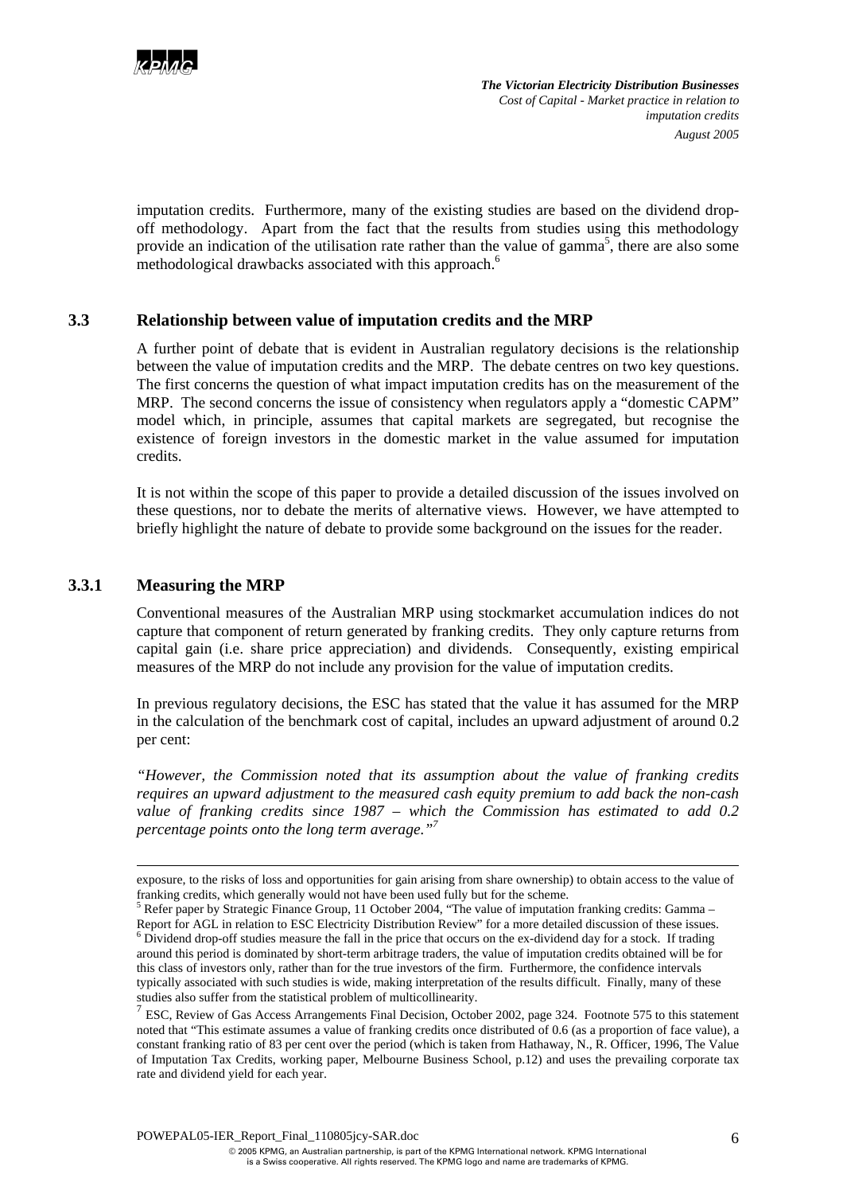imputation credits. Furthermore, many of the existing studies are based on the dividend drop-off methodology. Apart from the fact that the results from studies using this methodology provide an indication of the utilisation rate rather than the value of gamma[5], there are also some methodological drawbacks associated with this approach.[6]

### 3.3 Relationship between value of imputation credits and the MRP

A further point of debate that is evident in Australian regulatory decisions is the relationship between the value of imputation credits and the MRP. The debate centres on two key questions. The first concerns the question of what impact imputation credits has on the measurement of the MRP. The second concerns the issue of consistency when regulators apply a "domestic CAPM" model which, in principle, assumes that capital markets are segregated, but recognise the existence of foreign investors in the domestic market in the value assumed for imputation credits.

It is not within the scope of this paper to provide a detailed discussion of the issues involved on these questions, nor to debate the merits of alternative views. However, we have attempted to briefly highlight the nature of debate to provide some background on the issues for the reader.

#### 3.3.1 Measuring the MRP

Conventional measures of the Australian MRP using stockmarket accumulation indices do not capture that component of return generated by franking credits. They only capture returns from capital gain (i.e. share price appreciation) and dividends. Consequently, existing empirical measures of the MRP do not include any provision for the value of imputation credits.

In previous regulatory decisions, the ESC has stated that the value it has assumed for the MRP in the calculation of the benchmark cost of capital, includes an upward adjustment of around 0.2 per cent:

*"However, the Commission noted that its assumption about the value of franking credits requires an upward adjustment to the measured cash equity premium to add back the non-cash value of franking credits since 1987 – which the Commission has estimated to add 0.2 percentage points onto the long term average."*[7]

---

exposure, to the risks of loss and opportunities for gain arising from share ownership) to obtain access to the value of franking credits, which generally would not have been used fully but for the scheme.

[5] Refer paper by Strategic Finance Group, 11 October 2004, "The value of imputation franking credits: Gamma – Report for AGL in relation to ESC Electricity Distribution Review" for a more detailed discussion of these issues.

[6] Dividend drop-off studies measure the fall in the price that occurs on the ex-dividend day for a stock. If trading around this period is dominated by short-term arbitrage traders, the value of imputation credits obtained will be for this class of investors only, rather than for the true investors of the firm. Furthermore, the confidence intervals typically associated with such studies is wide, making interpretation of the results difficult. Finally, many of these studies also suffer from the statistical problem of multicollinearity.

[7] ESC, Review of Gas Access Arrangements Final Decision, October 2002, page 324. Footnote 575 to this statement noted that "This estimate assumes a value of franking credits once distributed of 0.6 (as a proportion of face value), a constant franking ratio of 83 per cent over the period (which is taken from Hathaway, N., R. Officer, 1996, The Value of Imputation Tax Credits, working paper, Melbourne Business School, p.12) and uses the prevailing corporate tax rate and dividend yield for each year.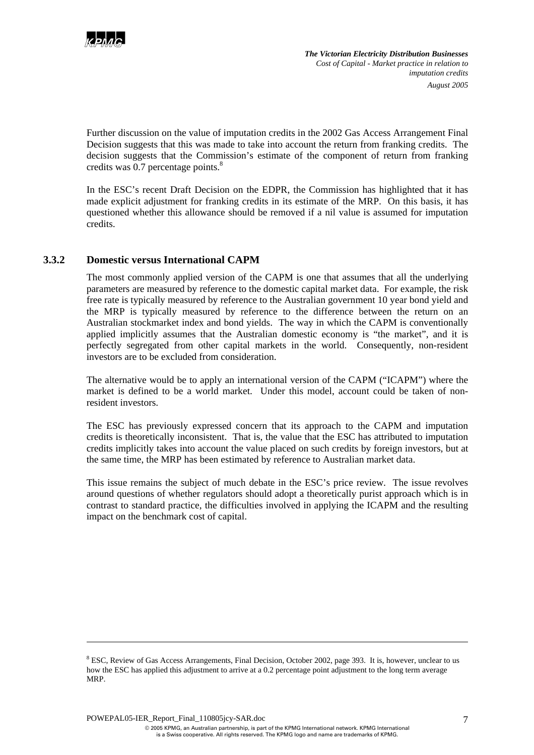Further discussion on the value of imputation credits in the 2002 Gas Access Arrangement Final Decision suggests that this was made to take into account the return from franking credits. The decision suggests that the Commission's estimate of the component of return from franking credits was 0.7 percentage points.[8]

In the ESC's recent Draft Decision on the EDPR, the Commission has highlighted that it has made explicit adjustment for franking credits in its estimate of the MRP. On this basis, it has questioned whether this allowance should be removed if a nil value is assumed for imputation credits.

### 3.3.2 Domestic versus International CAPM

The most commonly applied version of the CAPM is one that assumes that all the underlying parameters are measured by reference to the domestic capital market data. For example, the risk free rate is typically measured by reference to the Australian government 10 year bond yield and the MRP is typically measured by reference to the difference between the return on an Australian stockmarket index and bond yields. The way in which the CAPM is conventionally applied implicitly assumes that the Australian domestic economy is "the market", and it is perfectly segregated from other capital markets in the world. Consequently, non-resident investors are to be excluded from consideration.

The alternative would be to apply an international version of the CAPM ("ICAPM") where the market is defined to be a world market. Under this model, account could be taken of non-resident investors.

The ESC has previously expressed concern that its approach to the CAPM and imputation credits is theoretically inconsistent. That is, the value that the ESC has attributed to imputation credits implicitly takes into account the value placed on such credits by foreign investors, but at the same time, the MRP has been estimated by reference to Australian market data.

This issue remains the subject of much debate in the ESC's price review. The issue revolves around questions of whether regulators should adopt a theoretically purist approach which is in contrast to standard practice, the difficulties involved in applying the ICAPM and the resulting impact on the benchmark cost of capital.

---

[8] ESC, Review of Gas Access Arrangements, Final Decision, October 2002, page 393. It is, however, unclear to us how the ESC has applied this adjustment to arrive at a 0.2 percentage point adjustment to the long term average MRP.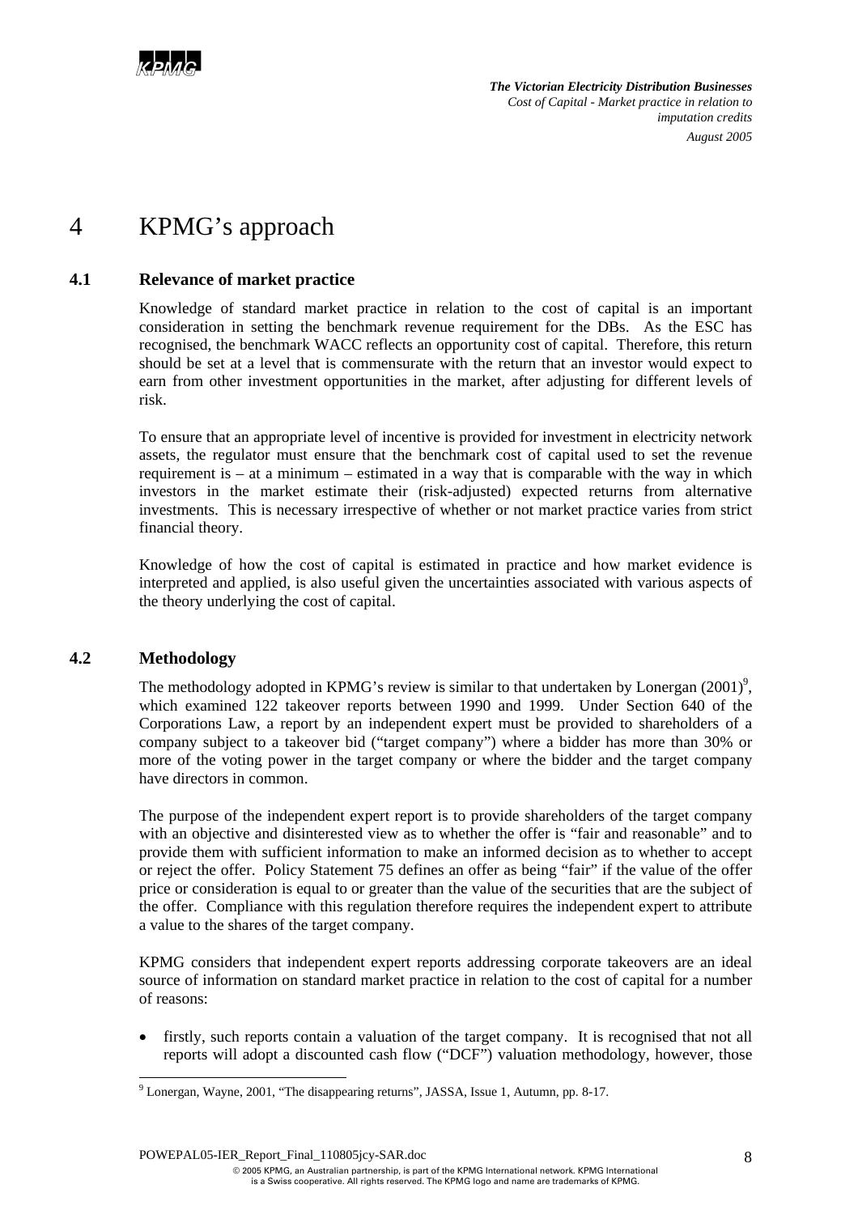# 4 KPMG's approach

## 4.1 Relevance of market practice

Knowledge of standard market practice in relation to the cost of capital is an important consideration in setting the benchmark revenue requirement for the DBs. As the ESC has recognised, the benchmark WACC reflects an opportunity cost of capital. Therefore, this return should be set at a level that is commensurate with the return that an investor would expect to earn from other investment opportunities in the market, after adjusting for different levels of risk.

To ensure that an appropriate level of incentive is provided for investment in electricity network assets, the regulator must ensure that the benchmark cost of capital used to set the revenue requirement is – at a minimum – estimated in a way that is comparable with the way in which investors in the market estimate their (risk-adjusted) expected returns from alternative investments. This is necessary irrespective of whether or not market practice varies from strict financial theory.

Knowledge of how the cost of capital is estimated in practice and how market evidence is interpreted and applied, is also useful given the uncertainties associated with various aspects of the theory underlying the cost of capital.

## 4.2 Methodology

The methodology adopted in KPMG's review is similar to that undertaken by Lonergan (2001)[9], which examined 122 takeover reports between 1990 and 1999. Under Section 640 of the Corporations Law, a report by an independent expert must be provided to shareholders of a company subject to a takeover bid ("target company") where a bidder has more than 30% or more of the voting power in the target company or where the bidder and the target company have directors in common.

The purpose of the independent expert report is to provide shareholders of the target company with an objective and disinterested view as to whether the offer is "fair and reasonable" and to provide them with sufficient information to make an informed decision as to whether to accept or reject the offer. Policy Statement 75 defines an offer as being "fair" if the value of the offer price or consideration is equal to or greater than the value of the securities that are the subject of the offer. Compliance with this regulation therefore requires the independent expert to attribute a value to the shares of the target company.

KPMG considers that independent expert reports addressing corporate takeovers are an ideal source of information on standard market practice in relation to the cost of capital for a number of reasons:

- firstly, such reports contain a valuation of the target company. It is recognised that not all reports will adopt a discounted cash flow ("DCF") valuation methodology, however, those

[9] Lonergan, Wayne, 2001, "The disappearing returns", JASSA, Issue 1, Autumn, pp. 8-17.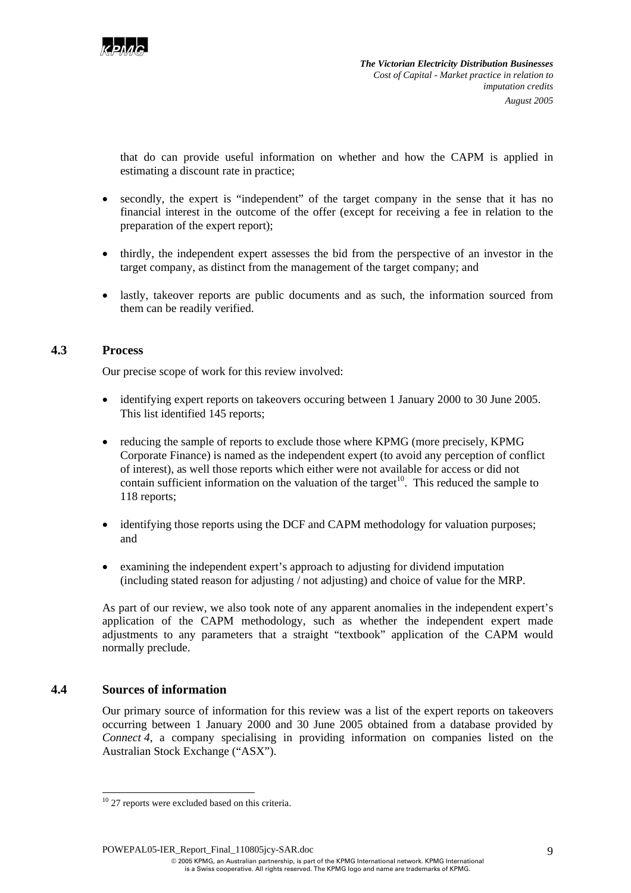that do can provide useful information on whether and how the CAPM is applied in estimating a discount rate in practice;

- secondly, the expert is "independent" of the target company in the sense that it has no financial interest in the outcome of the offer (except for receiving a fee in relation to the preparation of the expert report);
- thirdly, the independent expert assesses the bid from the perspective of an investor in the target company, as distinct from the management of the target company; and
- lastly, takeover reports are public documents and as such, the information sourced from them can be readily verified.

## 4.3 Process

Our precise scope of work for this review involved:

- identifying expert reports on takeovers occuring between 1 January 2000 to 30 June 2005. This list identified 145 reports;
- reducing the sample of reports to exclude those where KPMG (more precisely, KPMG Corporate Finance) is named as the independent expert (to avoid any perception of conflict of interest), as well those reports which either were not available for access or did not contain sufficient information on the valuation of the target[10]. This reduced the sample to 118 reports;
- identifying those reports using the DCF and CAPM methodology for valuation purposes; and
- examining the independent expert's approach to adjusting for dividend imputation (including stated reason for adjusting / not adjusting) and choice of value for the MRP.

As part of our review, we also took note of any apparent anomalies in the independent expert's application of the CAPM methodology, such as whether the independent expert made adjustments to any parameters that a straight "textbook" application of the CAPM would normally preclude.

## 4.4 Sources of information

Our primary source of information for this review was a list of the expert reports on takeovers occurring between 1 January 2000 and 30 June 2005 obtained from a database provided by *Connect 4*, a company specialising in providing information on companies listed on the Australian Stock Exchange ("ASX").

[10] 27 reports were excluded based on this criteria.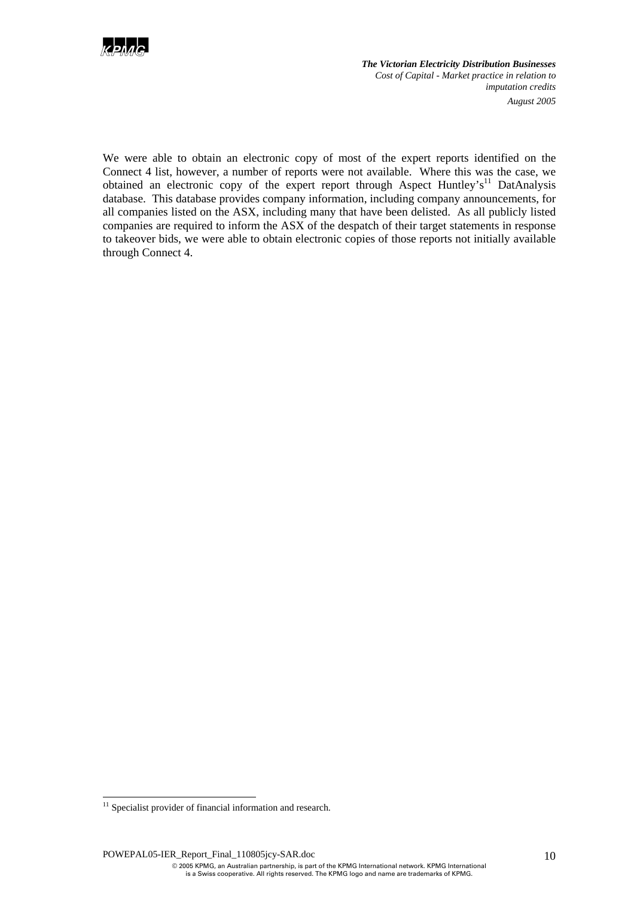We were able to obtain an electronic copy of most of the expert reports identified on the Connect 4 list, however, a number of reports were not available. Where this was the case, we obtained an electronic copy of the expert report through Aspect Huntley's[11] DatAnalysis database. This database provides company information, including company announcements, for all companies listed on the ASX, including many that have been delisted. As all publicly listed companies are required to inform the ASX of the despatch of their target statements in response to takeover bids, we were able to obtain electronic copies of those reports not initially available through Connect 4.

[11] Specialist provider of financial information and research.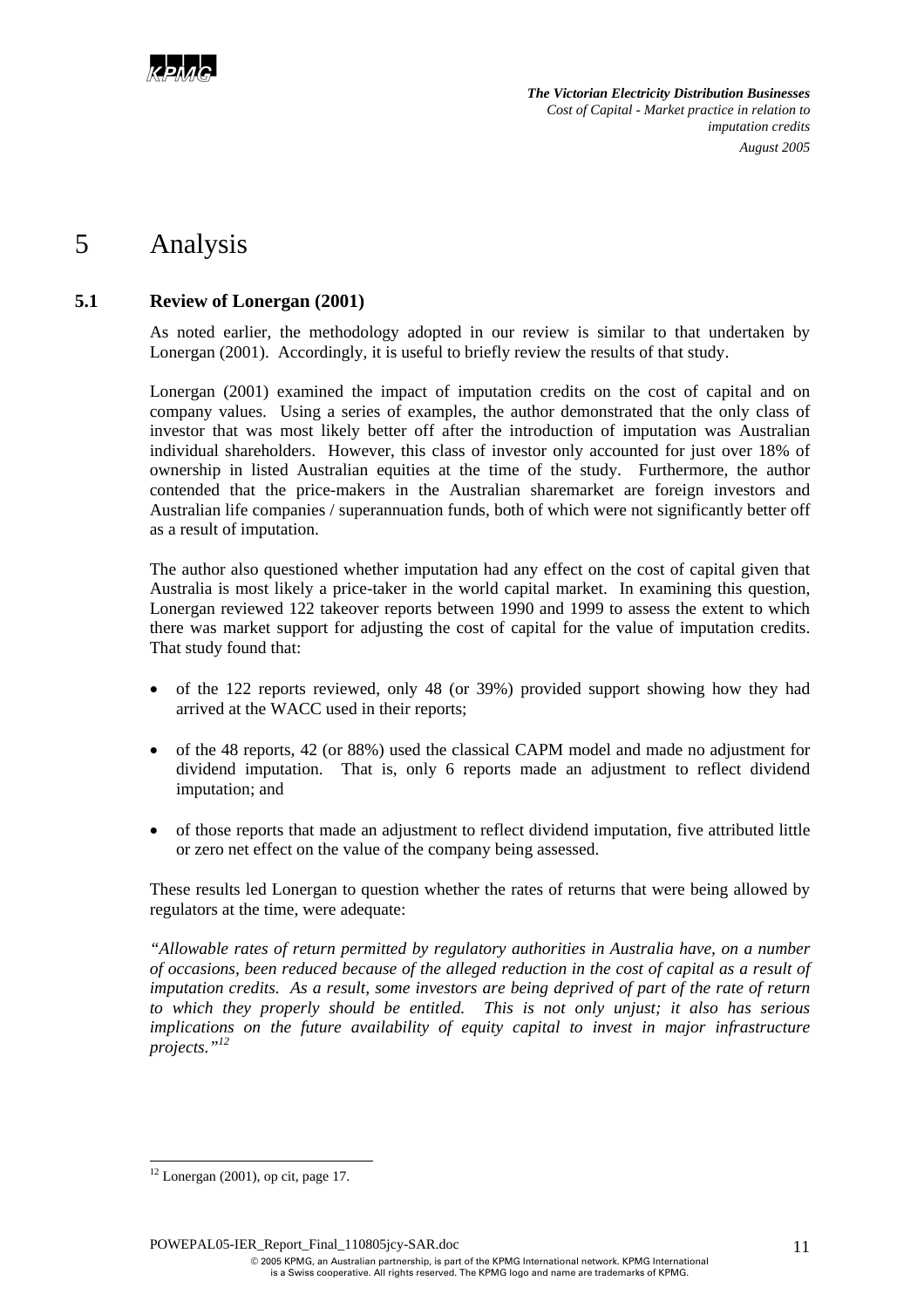# 5 Analysis

## 5.1 Review of Lonergan (2001)

As noted earlier, the methodology adopted in our review is similar to that undertaken by Lonergan (2001). Accordingly, it is useful to briefly review the results of that study.

Lonergan (2001) examined the impact of imputation credits on the cost of capital and on company values. Using a series of examples, the author demonstrated that the only class of investor that was most likely better off after the introduction of imputation was Australian individual shareholders. However, this class of investor only accounted for just over 18% of ownership in listed Australian equities at the time of the study. Furthermore, the author contended that the price-makers in the Australian sharemarket are foreign investors and Australian life companies / superannuation funds, both of which were not significantly better off as a result of imputation.

The author also questioned whether imputation had any effect on the cost of capital given that Australia is most likely a price-taker in the world capital market. In examining this question, Lonergan reviewed 122 takeover reports between 1990 and 1999 to assess the extent to which there was market support for adjusting the cost of capital for the value of imputation credits. That study found that:

- of the 122 reports reviewed, only 48 (or 39%) provided support showing how they had arrived at the WACC used in their reports;
- of the 48 reports, 42 (or 88%) used the classical CAPM model and made no adjustment for dividend imputation. That is, only 6 reports made an adjustment to reflect dividend imputation; and
- of those reports that made an adjustment to reflect dividend imputation, five attributed little or zero net effect on the value of the company being assessed.

These results led Lonergan to question whether the rates of returns that were being allowed by regulators at the time, were adequate:

*"Allowable rates of return permitted by regulatory authorities in Australia have, on a number of occasions, been reduced because of the alleged reduction in the cost of capital as a result of imputation credits. As a result, some investors are being deprived of part of the rate of return to which they properly should be entitled. This is not only unjust; it also has serious implications on the future availability of equity capital to invest in major infrastructure projects."*[12]

[12] Lonergan (2001), op cit, page 17.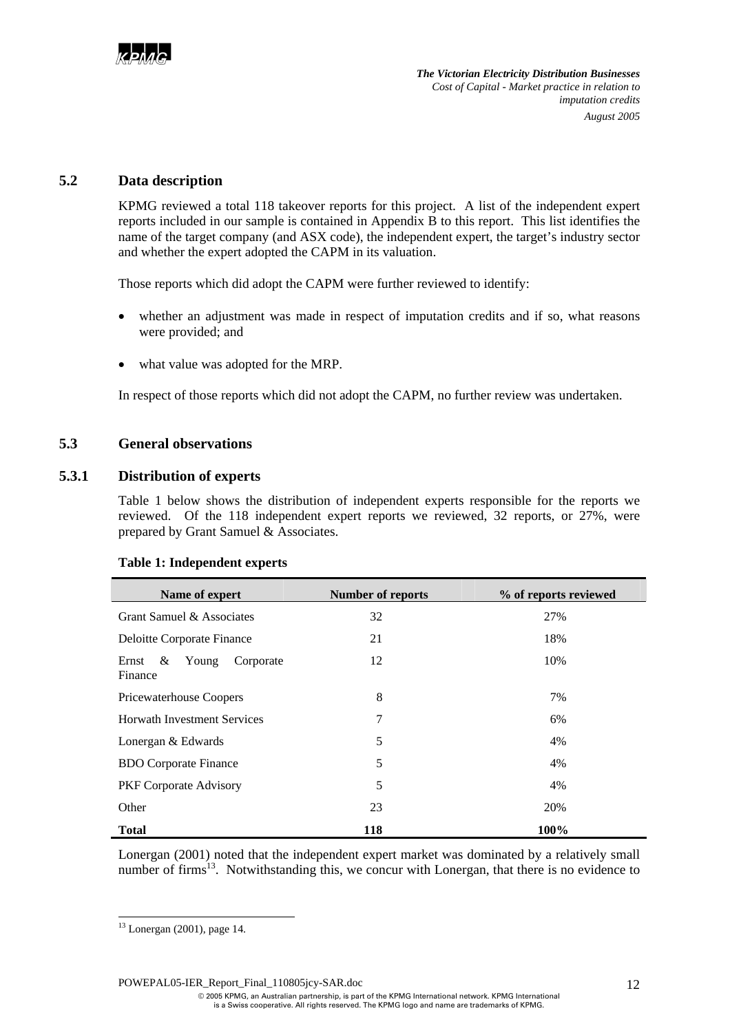## 5.2 Data description

KPMG reviewed a total 118 takeover reports for this project. A list of the independent expert reports included in our sample is contained in Appendix B to this report. This list identifies the name of the target company (and ASX code), the independent expert, the target's industry sector and whether the expert adopted the CAPM in its valuation.

Those reports which did adopt the CAPM were further reviewed to identify:

- whether an adjustment was made in respect of imputation credits and if so, what reasons were provided; and
- what value was adopted for the MRP.

In respect of those reports which did not adopt the CAPM, no further review was undertaken.

## 5.3 General observations

### 5.3.1 Distribution of experts

Table 1 below shows the distribution of independent experts responsible for the reports we reviewed. Of the 118 independent expert reports we reviewed, 32 reports, or 27%, were prepared by Grant Samuel & Associates.

**Table 1: Independent experts**

| Name of expert | Number of reports | % of reports reviewed |
|---|---|---|
| Grant Samuel & Associates | 32 | 27% |
| Deloitte Corporate Finance | 21 | 18% |
| Ernst & Young Corporate Finance | 12 | 10% |
| Pricewaterhouse Coopers | 8 | 7% |
| Horwath Investment Services | 7 | 6% |
| Lonergan & Edwards | 5 | 4% |
| BDO Corporate Finance | 5 | 4% |
| PKF Corporate Advisory | 5 | 4% |
| Other | 23 | 20% |
| **Total** | **118** | **100%** |

Lonergan (2001) noted that the independent expert market was dominated by a relatively small number of firms[13]. Notwithstanding this, we concur with Lonergan, that there is no evidence to

[13] Lonergan (2001), page 14.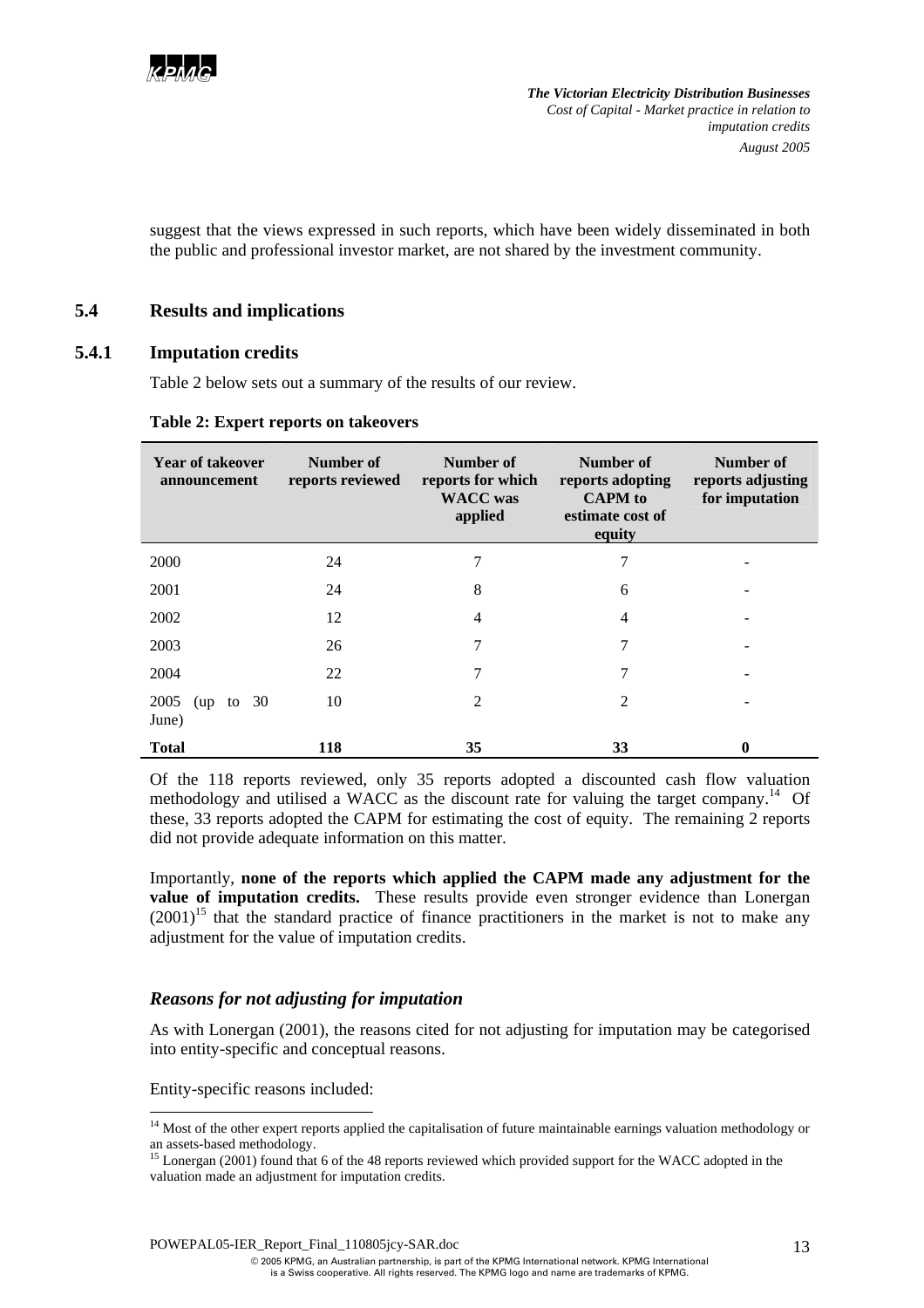suggest that the views expressed in such reports, which have been widely disseminated in both the public and professional investor market, are not shared by the investment community.

## 5.4 Results and implications

### 5.4.1 Imputation credits

Table 2 below sets out a summary of the results of our review.

**Table 2: Expert reports on takeovers**

| Year of takeover announcement | Number of reports reviewed | Number of reports for which WACC was applied | Number of reports adopting CAPM to estimate cost of equity | Number of reports adjusting for imputation |
|---|---|---|---|---|
| 2000 | 24 | 7 | 7 | - |
| 2001 | 24 | 8 | 6 | - |
| 2002 | 12 | 4 | 4 | - |
| 2003 | 26 | 7 | 7 | - |
| 2004 | 22 | 7 | 7 | - |
| 2005 (up to 30 June) | 10 | 2 | 2 | - |
| **Total** | **118** | **35** | **33** | **0** |

Of the 118 reports reviewed, only 35 reports adopted a discounted cash flow valuation methodology and utilised a WACC as the discount rate for valuing the target company.[14] Of these, 33 reports adopted the CAPM for estimating the cost of equity. The remaining 2 reports did not provide adequate information on this matter.

Importantly, **none of the reports which applied the CAPM made any adjustment for the value of imputation credits.** These results provide even stronger evidence than Lonergan (2001)[15] that the standard practice of finance practitioners in the market is not to make any adjustment for the value of imputation credits.

### *Reasons for not adjusting for imputation*

As with Lonergan (2001), the reasons cited for not adjusting for imputation may be categorised into entity-specific and conceptual reasons.

Entity-specific reasons included:

[14] Most of the other expert reports applied the capitalisation of future maintainable earnings valuation methodology or an assets-based methodology.

[15] Lonergan (2001) found that 6 of the 48 reports reviewed which provided support for the WACC adopted in the valuation made an adjustment for imputation credits.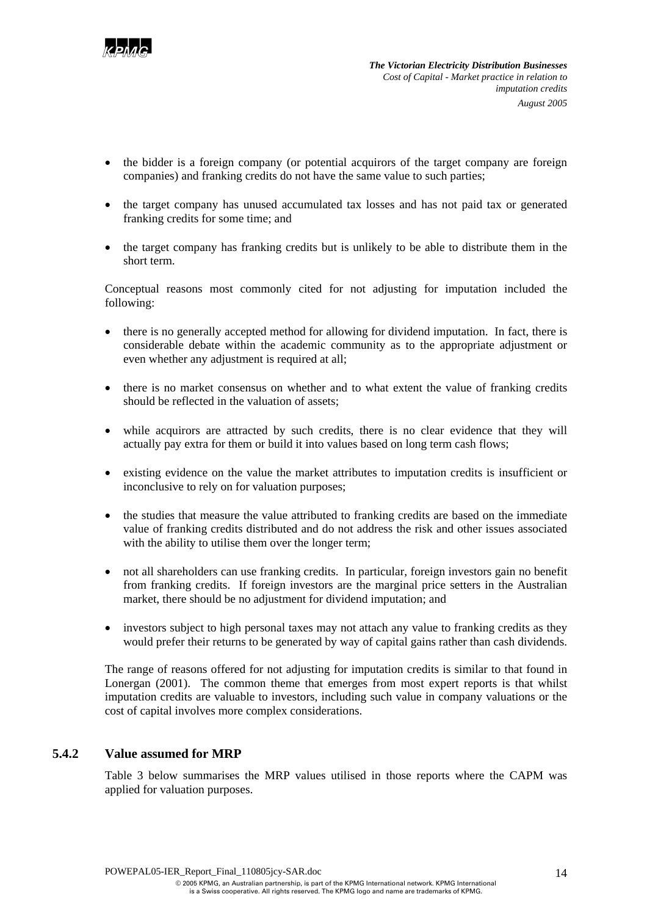- the bidder is a foreign company (or potential acquirors of the target company are foreign companies) and franking credits do not have the same value to such parties;
- the target company has unused accumulated tax losses and has not paid tax or generated franking credits for some time; and
- the target company has franking credits but is unlikely to be able to distribute them in the short term.

Conceptual reasons most commonly cited for not adjusting for imputation included the following:

- there is no generally accepted method for allowing for dividend imputation. In fact, there is considerable debate within the academic community as to the appropriate adjustment or even whether any adjustment is required at all;
- there is no market consensus on whether and to what extent the value of franking credits should be reflected in the valuation of assets;
- while acquirors are attracted by such credits, there is no clear evidence that they will actually pay extra for them or build it into values based on long term cash flows;
- existing evidence on the value the market attributes to imputation credits is insufficient or inconclusive to rely on for valuation purposes;
- the studies that measure the value attributed to franking credits are based on the immediate value of franking credits distributed and do not address the risk and other issues associated with the ability to utilise them over the longer term;
- not all shareholders can use franking credits. In particular, foreign investors gain no benefit from franking credits. If foreign investors are the marginal price setters in the Australian market, there should be no adjustment for dividend imputation; and
- investors subject to high personal taxes may not attach any value to franking credits as they would prefer their returns to be generated by way of capital gains rather than cash dividends.

The range of reasons offered for not adjusting for imputation credits is similar to that found in Lonergan (2001). The common theme that emerges from most expert reports is that whilst imputation credits are valuable to investors, including such value in company valuations or the cost of capital involves more complex considerations.

### 5.4.2 Value assumed for MRP

Table 3 below summarises the MRP values utilised in those reports where the CAPM was applied for valuation purposes.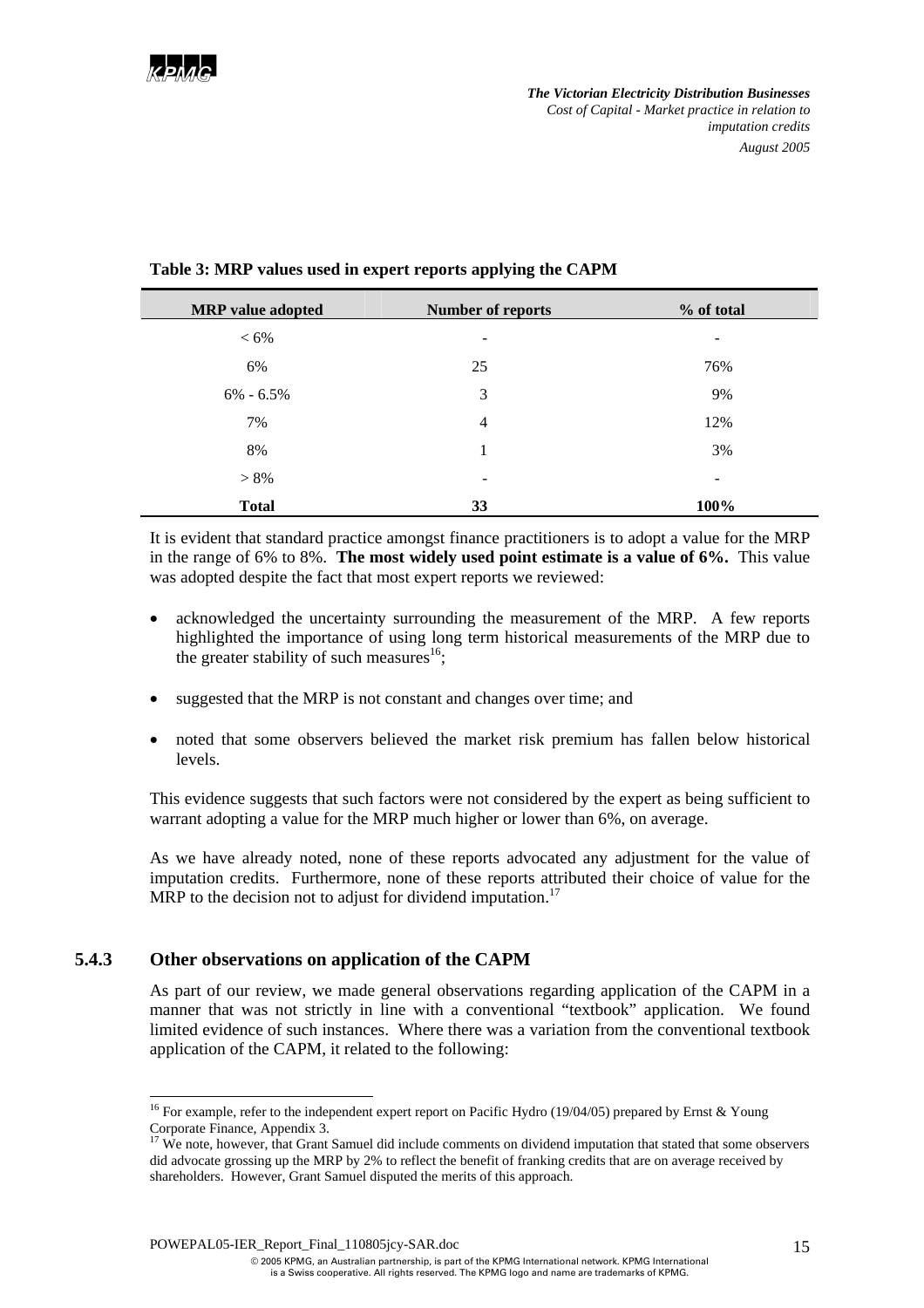**Table 3: MRP values used in expert reports applying the CAPM**

| MRP value adopted | Number of reports | % of total |
|---|---|---|
| < 6% | - | - |
| 6% | 25 | 76% |
| 6% - 6.5% | 3 | 9% |
| 7% | 4 | 12% |
| 8% | 1 | 3% |
| > 8% | - | - |
| **Total** | **33** | **100%** |

It is evident that standard practice amongst finance practitioners is to adopt a value for the MRP in the range of 6% to 8%. **The most widely used point estimate is a value of 6%.** This value was adopted despite the fact that most expert reports we reviewed:

- acknowledged the uncertainty surrounding the measurement of the MRP. A few reports highlighted the importance of using long term historical measurements of the MRP due to the greater stability of such measures[16];
- suggested that the MRP is not constant and changes over time; and
- noted that some observers believed the market risk premium has fallen below historical levels.

This evidence suggests that such factors were not considered by the expert as being sufficient to warrant adopting a value for the MRP much higher or lower than 6%, on average.

As we have already noted, none of these reports advocated any adjustment for the value of imputation credits. Furthermore, none of these reports attributed their choice of value for the MRP to the decision not to adjust for dividend imputation.[17]

### 5.4.3 Other observations on application of the CAPM

As part of our review, we made general observations regarding application of the CAPM in a manner that was not strictly in line with a conventional "textbook" application. We found limited evidence of such instances. Where there was a variation from the conventional textbook application of the CAPM, it related to the following:

[16] For example, refer to the independent expert report on Pacific Hydro (19/04/05) prepared by Ernst & Young Corporate Finance, Appendix 3.

[17] We note, however, that Grant Samuel did include comments on dividend imputation that stated that some observers did advocate grossing up the MRP by 2% to reflect the benefit of franking credits that are on average received by shareholders. However, Grant Samuel disputed the merits of this approach.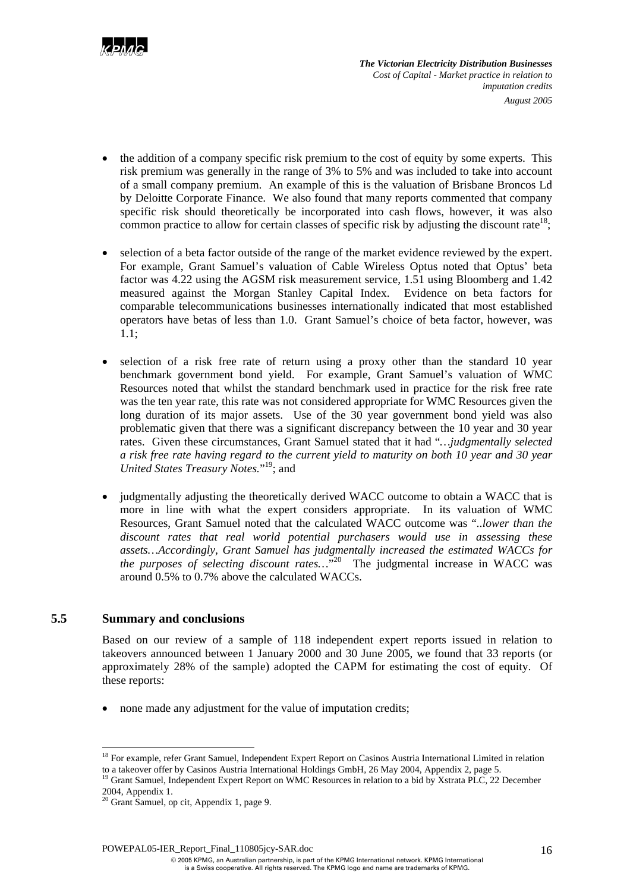- the addition of a company specific risk premium to the cost of equity by some experts. This risk premium was generally in the range of 3% to 5% and was included to take into account of a small company premium. An example of this is the valuation of Brisbane Broncos Ld by Deloitte Corporate Finance. We also found that many reports commented that company specific risk should theoretically be incorporated into cash flows, however, it was also common practice to allow for certain classes of specific risk by adjusting the discount rate[18];

- selection of a beta factor outside of the range of the market evidence reviewed by the expert. For example, Grant Samuel's valuation of Cable Wireless Optus noted that Optus' beta factor was 4.22 using the AGSM risk measurement service, 1.51 using Bloomberg and 1.42 measured against the Morgan Stanley Capital Index. Evidence on beta factors for comparable telecommunications businesses internationally indicated that most established operators have betas of less than 1.0. Grant Samuel's choice of beta factor, however, was 1.1;

- selection of a risk free rate of return using a proxy other than the standard 10 year benchmark government bond yield. For example, Grant Samuel's valuation of WMC Resources noted that whilst the standard benchmark used in practice for the risk free rate was the ten year rate, this rate was not considered appropriate for WMC Resources given the long duration of its major assets. Use of the 30 year government bond yield was also problematic given that there was a significant discrepancy between the 10 year and 30 year rates. Given these circumstances, Grant Samuel stated that it had "*…judgmentally selected a risk free rate having regard to the current yield to maturity on both 10 year and 30 year United States Treasury Notes.*"[19]; and

- judgmentally adjusting the theoretically derived WACC outcome to obtain a WACC that is more in line with what the expert considers appropriate. In its valuation of WMC Resources, Grant Samuel noted that the calculated WACC outcome was "*..lower than the discount rates that real world potential purchasers would use in assessing these assets…Accordingly, Grant Samuel has judgmentally increased the estimated WACCs for the purposes of selecting discount rates…*"[20] The judgmental increase in WACC was around 0.5% to 0.7% above the calculated WACCs.

## 5.5 Summary and conclusions

Based on our review of a sample of 118 independent expert reports issued in relation to takeovers announced between 1 January 2000 and 30 June 2005, we found that 33 reports (or approximately 28% of the sample) adopted the CAPM for estimating the cost of equity. Of these reports:

- none made any adjustment for the value of imputation credits;

---

[18] For example, refer Grant Samuel, Independent Expert Report on Casinos Austria International Limited in relation to a takeover offer by Casinos Austria International Holdings GmbH, 26 May 2004, Appendix 2, page 5.

[19] Grant Samuel, Independent Expert Report on WMC Resources in relation to a bid by Xstrata PLC, 22 December 2004, Appendix 1.

[20] Grant Samuel, op cit, Appendix 1, page 9.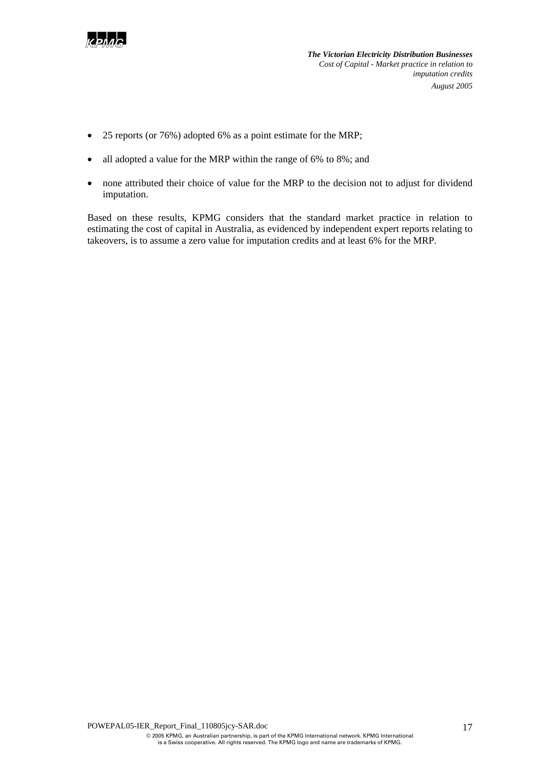- 25 reports (or 76%) adopted 6% as a point estimate for the MRP;
- all adopted a value for the MRP within the range of 6% to 8%; and
- none attributed their choice of value for the MRP to the decision not to adjust for dividend imputation.

Based on these results, KPMG considers that the standard market practice in relation to estimating the cost of capital in Australia, as evidenced by independent expert reports relating to takeovers, is to assume a zero value for imputation credits and at least 6% for the MRP.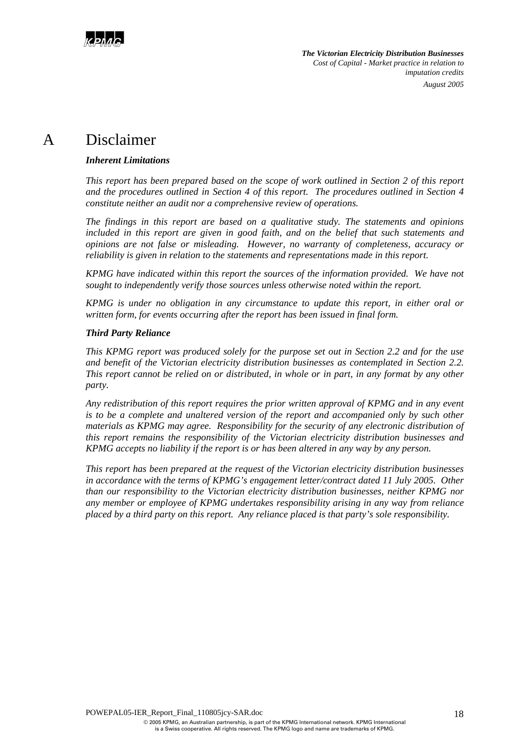# A Disclaimer

***Inherent Limitations***

*This report has been prepared based on the scope of work outlined in Section 2 of this report and the procedures outlined in Section 4 of this report. The procedures outlined in Section 4 constitute neither an audit nor a comprehensive review of operations.*

*The findings in this report are based on a qualitative study. The statements and opinions included in this report are given in good faith, and on the belief that such statements and opinions are not false or misleading. However, no warranty of completeness, accuracy or reliability is given in relation to the statements and representations made in this report.*

*KPMG have indicated within this report the sources of the information provided. We have not sought to independently verify those sources unless otherwise noted within the report.*

*KPMG is under no obligation in any circumstance to update this report, in either oral or written form, for events occurring after the report has been issued in final form.*

***Third Party Reliance***

*This KPMG report was produced solely for the purpose set out in Section 2.2 and for the use and benefit of the Victorian electricity distribution businesses as contemplated in Section 2.2. This report cannot be relied on or distributed, in whole or in part, in any format by any other party.*

*Any redistribution of this report requires the prior written approval of KPMG and in any event is to be a complete and unaltered version of the report and accompanied only by such other materials as KPMG may agree. Responsibility for the security of any electronic distribution of this report remains the responsibility of the Victorian electricity distribution businesses and KPMG accepts no liability if the report is or has been altered in any way by any person.*

*This report has been prepared at the request of the Victorian electricity distribution businesses in accordance with the terms of KPMG's engagement letter/contract dated 11 July 2005. Other than our responsibility to the Victorian electricity distribution businesses, neither KPMG nor any member or employee of KPMG undertakes responsibility arising in any way from reliance placed by a third party on this report. Any reliance placed is that party's sole responsibility.*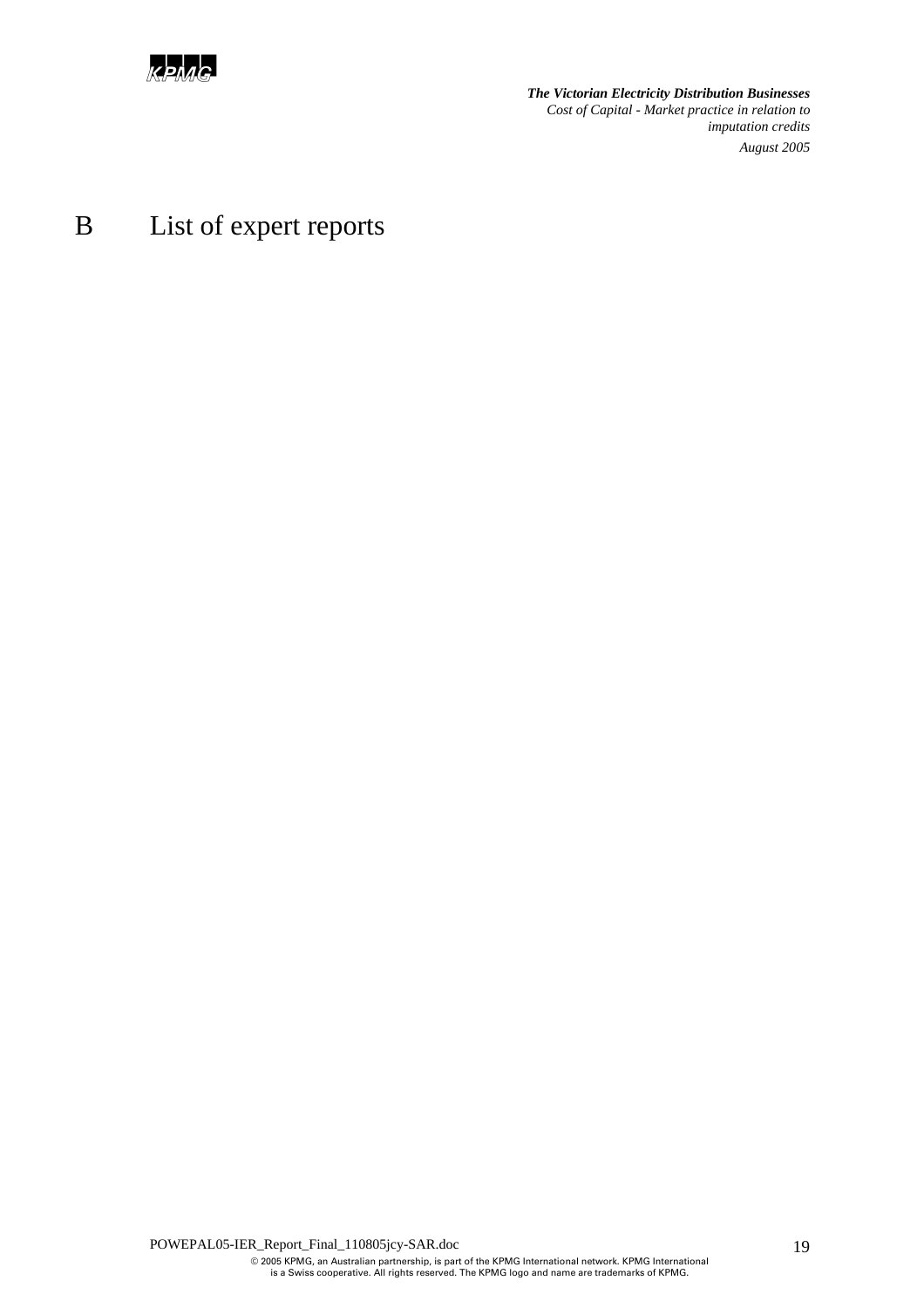# B List of expert reports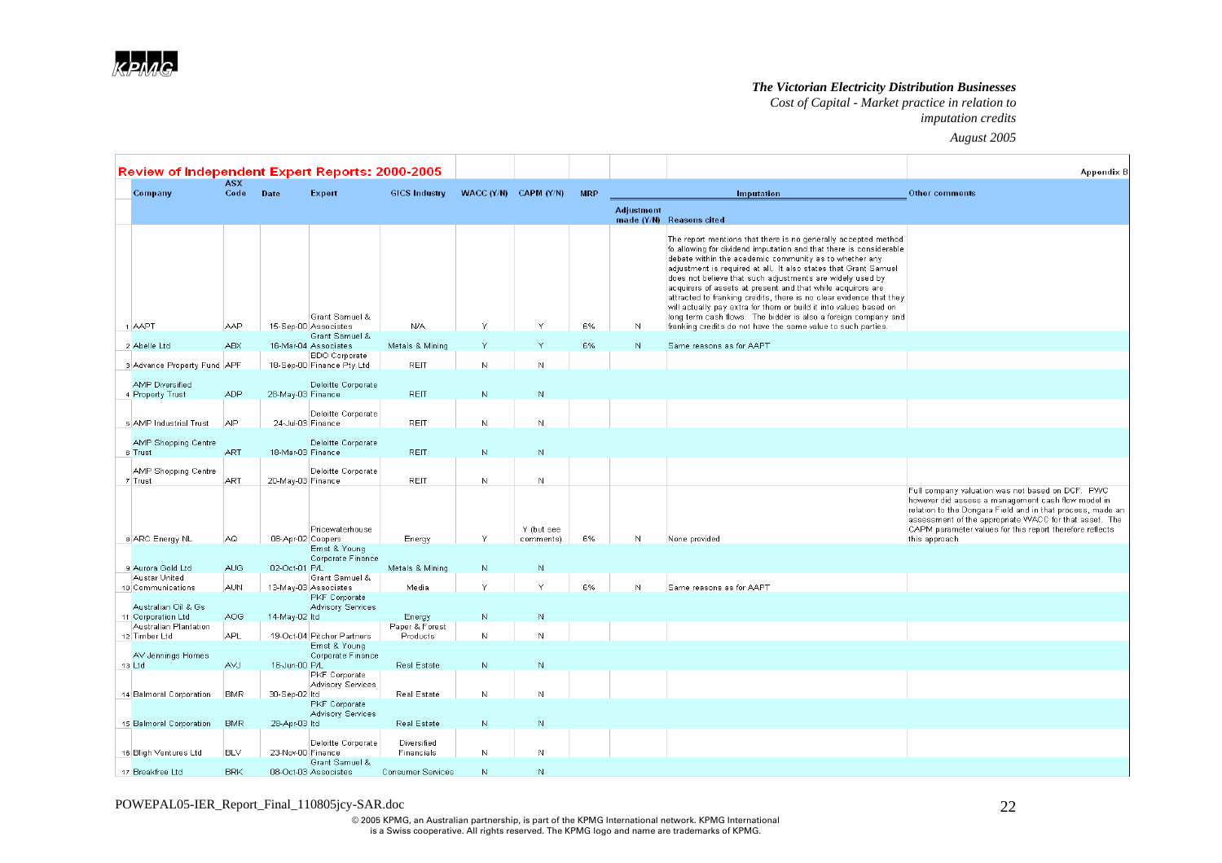## Review of Independent Expert Reports: 2000-2005

Appendix B

| | Company | ASX Code | Date | Expert | GICS Industry | WACC (Y/N) | CAPM (Y/N) | MRP | Imputation | | Other comments |
|---|---|---|---|---|---|---|---|---|---|---|---|
| | | | | | | | | | Adjustment made (Y/N) | Reasons cited | |
| 1 | AAPT | AAP | 15-Sep-00 | Grant Samuel & Associates | N/A | Y | Y | 6% | N | The report mentions that there is no generally accepted method fo allowing for dividend imputation and that there is considerable debate within the academic community as to whether any adjustment is required at all. It also states that Grant Samuel does not believe that such adjustments are widely used by acquirers of assets at present and that while acquirers are attracted to franking credits, there is no clear evidence that they will actually pay extra for them or build it into values based on long term cash flows. The bidder is also a foreign company and franking credits do not have the same value to such parties. | |
| 2 | Abelle Ltd | ABX | 16-Mar-04 | Grant Samuel & Associates | Metals & Mining | Y | Y | 6% | N | Same reasons as for AAPT | |
| 3 | Advance Property Fund | APF | 18-Sep-00 | BDO Corporate Finance Pty Ltd | REIT | N | N | | | | |
| 4 | AMP Diversified Property Trust | ADP | 28-May-03 | Deloitte Corporate Finance | REIT | N | N | | | | |
| 5 | AMP Industrial Trust | AIP | 24-Jul-03 | Deloitte Corporate Finance | REIT | N | N | | | | |
| 6 | AMP Shopping Centre Trust | ART | 18-Mar-03 | Deloitte Corporate Finance | REIT | N | N | | | | |
| 7 | AMP Shopping Centre Trust | ART | 20-May-03 | Deloitte Corporate Finance | REIT | N | N | | | | |
| 8 | ARC Energy NL | AQ | 08-Apr-02 | Pricewaterhouse Coopers | Energy | Y | Y (but see comments) | 6% | N | None provided | Full company valuation was not based on DCF. PWC however did assess a management cash flow model in relation to the Dongara Field and in that process, made an assessment of the appropriate WACC for that asset. The CAPM parameter values for this report therefore reflects this approach. |
| 9 | Aurora Gold Ltd | AUG | 02-Oct-01 | Ernst & Young Corporate Finance P/L | Metals & Mining | N | N | | | | |
| 10 | Austar United Communications | AUN | 13-May-03 | Grant Samuel & Associates | Media | Y | Y | 6% | N | Same reasons as for AAPT | |
| 11 | Australian Oil & Gs Corporation Ltd | AOG | 14-May-02 | PKF Corporate Advisory Services ltd | Energy | N | N | | | | |
| 12 | Australian Plantation Timber Ltd | APL | 19-Oct-04 | Pitcher Partners | Paper & Forest Products | N | N | | | | |
| 13 | AV Jennings Homes Ltd | AVJ | 16-Jun-00 | Ernst & Young Corporate Finance P/L | Real Estate | N | N | | | | |
| 14 | Balmoral Corporation | BMR | 30-Sep-02 | PKF Corporate Advisory Services ltd | Real Estate | N | N | | | | |
| 15 | Balmoral Corporation | BMR | 28-Apr-03 | PKF Corporate Advisory Services ltd | Real Estate | N | N | | | | |
| 16 | Bligh Ventures Ltd | BLV | 23-Nov-00 | Deloitte Corporate Finance | Diversified Financials | N | N | | | | |
| 17 | Breakfree Ltd | BRK | 08-Oct-03 | Grant Samuel & Associates | Consumer Services | N | N | | | | |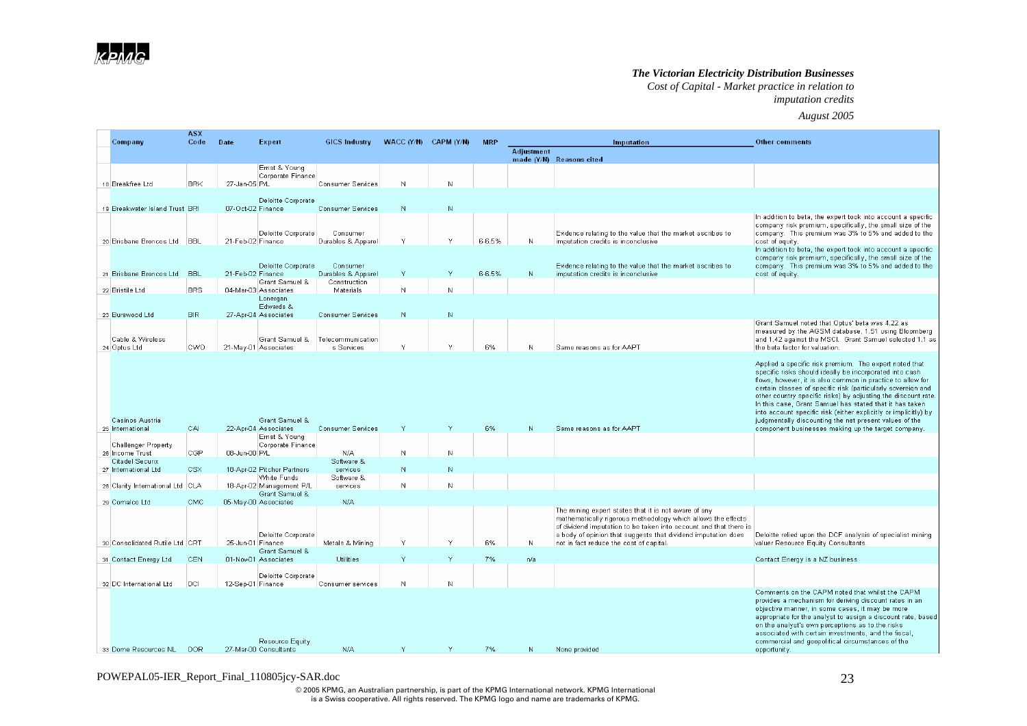| | Company | ASX Code | Date | Expert | GICS Industry | WACC (Y/N) | CAPM (Y/N) | MRP | Imputation | | Other comments |
|---|---|---|---|---|---|---|---|---|---|---|---|
| | | | | | | | | | Adjustment made (Y/N) | Reasons cited | |
| 18 | Breakfree Ltd | BRK | 27-Jan-05 | Ernst & Young Corporate Finance P/L | Consumer Services | N | N | | | | |
| 19 | Breakwater Island Trust | BRI | 07-Oct-02 | Deloitte Corporate Finance | Consumer Services | N | N | | | | |
| 20 | Brisbane Broncos Ltd | BBL | 21-Feb-02 | Deloitte Corporate Finance | Consumer Durables & Apparel | Y | Y | 6-6.5% | N | Evidence relating to the value that the market ascribes to imputation credits is inconclusive | In addition to beta, the expert took into account a specific company risk premium, specifically, the small size of the company. This premium was 3% to 5% and added to the cost of equity. |
| 21 | Brisbane Broncos Ltd | BBL | 21-Feb-02 | Deloitte Corporate Finance | Consumer Durables & Apparel | Y | Y | 6-6.5% | N | Evidence relating to the value that the market ascribes to imputation credits is inconclusive | In addition to beta, the expert took into account a specific company risk premium, specifically, the small size of the company. This premium was 3% to 5% and added to the cost of equity. |
| 22 | Bristile Ltd | BRS | 04-Mar-03 | Grant Samuel & Associates | Construction Materials | N | N | | | | |
| 23 | Burswood Ltd | BIR | 27-Apr-04 | Lonergan Edwards & Associates | Consumer Services | N | N | | | | |
| 24 | Cable & Wireless Optus Ltd | CWO | 21-May-01 | Grant Samuel & Associates | Telecommunications Services | Y | Y | 6% | N | Same reasons as for AAPT | Grant Samuel noted that Optus' beta was 4.22 as measured by the AGSM database, 1.51 using Bloomberg and 1.42 against the MSCI. Grant Samuel selected 1.1 as the beta factor for valuation. |
| 25 | Casinos Austria International | CAI | 22-Apr-04 | Grant Samuel & Associates | Consumer Services | Y | Y | 6% | N | Same reasons as for AAPT | Applied a specific risk premium. The expert noted that specific risks should ideally be incorporated into cash flows, however, it is also common in practice to allow for certain classes of specific risk (particularly sovereign and other country specific risks) by adjusting the discount rate. In this case, Grant Samuel has stated that it has taken into account specific risk (either explicitly or implicitly) by judgmentally discounting the net present values of the component businesses making up the target company. |
| 26 | Challenger Property Income Trust | CGP | 08-Jun-00 | Ernst & Young Corporate Finance P/L | N/A | N | N | | | | |
| 27 | Citadel Securix International Ltd | CSX | 18-Apr-02 | Pitcher Partners | Software & services | N | N | | | | |
| 28 | Clarity International Ltd | CLA | 18-Apr-02 | White Funds Management P/L | Software & services | N | N | | | | |
| 29 | Comalco Ltd | CMC | 05-May-00 | Grant Samuel & Associates | N/A | | | | | | |
| 30 | Consolidated Rutile Ltd | CRT | 25-Jun-01 | Deloitte Corporate Finance | Metals & Mining | Y | Y | 6% | N | The mining expert states that it is not aware of any mathematically rigorous methodology which allows the effects of dividend imputation to be taken into account and that there is a body of opinion that suggests that dividend imputation does not in fact reduce the cost of capital. | Deloitte relied upon the DCF analysis of specialist mining valuer Resource Equity Consultants |
| 31 | Contact Energy Ltd | CEN | 01-Nov-01 | Grant Samuel & Associates | Utilities | Y | Y | 7% | n/a | | Contact Energy is a NZ business |
| 32 | DC International Ltd | DCI | 12-Sep-01 | Deloitte Corporate Finance | Consumer services | N | N | | | | |
| 33 | Dome Resources NL | DOR | 27-Mar-00 | Resource Equity Consultants | N/A | Y | Y | 7% | N | None provided | Comments on the CAPM noted that whilst the CAPM provides a mechanism for deriving discount rates in an objective manner, in some cases, it may be more appropriate for the analyst to assign a discount rate, based on the analyst's own perceptions as to the risks associated with certain investments, and the fiscal, commercial and geopolitical circumstances of the opportunity. |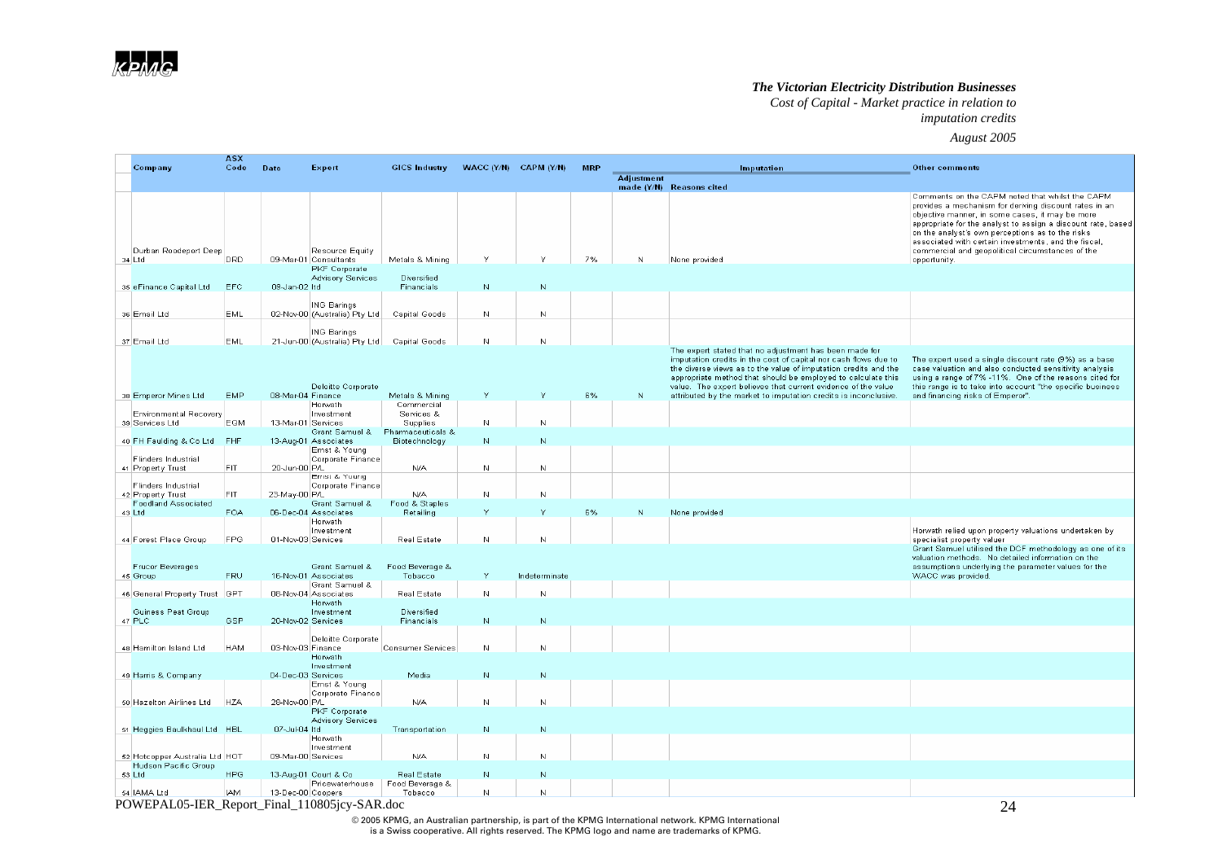| | Company | ASX Code | Date | Expert | GICS Industry | WACC (Y/N) | CAPM (Y/N) | MRP | Imputation | | Other comments |
|---|---|---|---|---|---|---|---|---|---|---|---|
| | | | | | | | | | Adjustment made (Y/N) | Reasons cited | |
| 34 | Durban Roodeport Deep Ltd | DRD | 09-Mar-01 | Resource Equity Consultants | Metals & Mining | Y | Y | 7% | N | None provided | Comments on the CAPM noted that whilst the CAPM provides a mechanism for deriving discount rates in an objective manner, in some cases, it may be more appropriate for the analyst to assign a discount rate, based on the analyst's own perceptions as to the risks associated with certain investments, and the fiscal, commercial and geopolitical circumstances of the opportunity. |
| 35 | eFinance Capital Ltd | EFC | 08-Jan-02 | PKF Corporate Advisory Services ltd | Diversified Financials | N | N | | | | |
| 36 | Email Ltd | EML | 02-Nov-00 | ING Barings (Australia) Pty Ltd | Capital Goods | N | N | | | | |
| 37 | Email Ltd | EML | 21-Jun-00 | ING Barings (Australia) Pty Ltd | Capital Goods | N | N | | | | |
| 38 | Emperor Mines Ltd | EMP | 08-Mar-04 | Deloitte Corporate Finance | Metals & Mining | Y | Y | 6% | N | The expert stated that no adjustment has been made for imputation credits in the cost of capital nor cash flows due to the diverse views as to the value of imputation credits and the appropriate method that should be employed to calculate this value. The expert believes that current evidence of the value attributed by the market to imputation credits is inconclusive. | The expert used a single discount rate (9%) as a base case valuation and also conducted sensitivity analysis using a range of 7% -11%. One of the reasons cited for this range is to take into account "the specific business and financing risks of Emperor". |
| 39 | Environmental Recovery Services Ltd | EGM | 13-Mar-01 | Horwath Investment Services | Commercial Services & Supplies | N | N | | | | |
| 40 | FH Faulding & Co Ltd | FHF | 13-Aug-01 | Grant Samuel & Associates | Pharmaceuticals & Biotechnology | N | N | | | | |
| 41 | Flinders Industrial Property Trust | FIT | 20-Jun-00 | Ernst & Young Corporate Finance P/L | N/A | N | N | | | | |
| 42 | Flinders Industrial Property Trust | FIT | 23-May-00 | Ernst & Young Corporate Finance P/L | N/A | N | N | | | | |
| 43 | Foodland Associated Ltd | FOA | 06-Dec-04 | Grant Samuel & Associates | Food & Staples Retailing | Y | Y | 6% | N | None provided | |
| 44 | Forest Place Group | FPG | 01-Nov-03 | Horwath Investment Services | Real Estate | N | N | | | | Horwath relied upon property valuations undertaken by specialist property valuer |
| 45 | Frucor Beverages Group | FRU | 16-Nov-01 | Grant Samuel & Associates | Food Beverage & Tobacco | Y | Indeterminate | | | | Grant Samuel utilised the DCF methodology as one of its valuation methods. No detailed information on the assumptions underlying the parameter values for the WACC was provided. |
| 46 | General Property Trust | GPT | 08-Nov-04 | Grant Samuel & Associates | Real Estate | N | N | | | | |
| 47 | Guiness Peat Group PLC | GSP | 20-Nov-02 | Horwath Investment Services | Diversified Financials | N | N | | | | |
| 48 | Hamilton Island Ltd | HAM | 03-Nov-03 | Deloitte Corporate Finance | Consumer Services | N | N | | | | |
| 49 | Harris & Company | | 04-Dec-03 | Horwath Investment Services | Media | N | N | | | | |
| 50 | Hazelton Airlines Ltd | HZA | 26-Nov-00 | Ernst & Young Corporate Finance P/L | N/A | N | N | | | | |
| 51 | Heggies Baulkhaul Ltd | HBL | 07-Jul-04 | PKF Corporate Advisory Services ltd | Transportation | N | N | | | | |
| 52 | Hotcopper Australia Ltd | HOT | 09-Mar-00 | Horwath Investment Services | N/A | N | N | | | | |
| 53 | Hudson Pacific Group Ltd | HPG | 13-Aug-01 | Court & Co | Real Estate | N | N | | | | |
| 54 | IAMA Ltd | IAM | 13-Dec-00 | Pricewaterhouse Coopers | Food Beverage & Tobacco | N | N | | | | |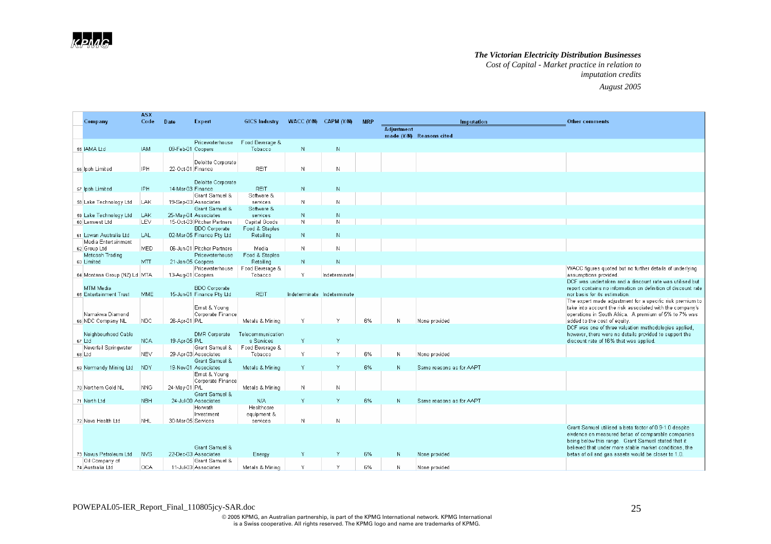*The Victorian Electricity Distribution Businesses*
*Cost of Capital - Market practice in relation to imputation credits*
*August 2005*

| | Company | ASX Code | Date | Expert | GICS Industry | WACC (Y/N) | CAPM (Y/N) | MRP | Imputation | | Other comments |
|---|---|---|---|---|---|---|---|---|---|---|---|
| | | | | | | | | | Adjustment made (Y/N) | Reasons cited | |
| 55 | IAMA Ltd | IAM | 08-Feb-01 | Pricewaterhouse Coopers | Food Beverage & Tobacco | N | N | | | | |
| 56 | Ipoh Limited | IPH | 22-Oct-01 | Deloitte Corporate Finance | REIT | N | N | | | | |
| 57 | Ipoh Limited | IPH | 14-Mar-03 | Deloitte Corporate Finance | REIT | N | N | | | | |
| 58 | Lake Technology Ltd | LAK | 19-Sep-03 | Grant Samuel & Associates | Software & services | N | N | | | | |
| 59 | Lake Technology Ltd | LAK | 25-May-04 | Grant Samuel & Associates | Software & services | N | N | | | | |
| 60 | Lemvest Ltd | LEV | 15-Oct-03 | Pitcher Partners | Capital Goods | N | N | | | | |
| 61 | Lowan Australia Ltd | LAL | 02-Mar-05 | BDO Corporate Finance Pty Ltd | Food & Staples Retailing | N | N | | | | |
| 62 | Media Entertainment Group Ltd | MED | 06-Jun-01 | Pitcher Partners | Media | N | N | | | | |
| 63 | Metcash Trading Limited | MTT | 21-Jan-05 | Pricewaterhouse Coopers | Food & Staples Retailing | N | N | | | | |
| 64 | Montana Group (NZ) Ltd | MTA | 13-Aug-01 | Pricewaterhouse Coopers | Food Beverage & Tobacco | Y | Indeterminate | | | | WACC figures quoted but no further details of underlying assumptions provided |
| 65 | MTM Media Entertainment Trust | MME | 15-Jun-01 | BDO Corporate Finance Pty Ltd | REIT | Indeterminate | Indeterminate | | | | DCF was undertaken and a discount rate was utilised but report contains no information on definition of discount rate nor basis for its estimation. |
| 66 | Namakwa Diamond Company NL | NDC | 26-Apr-01 | Ernst & Young Corporate Finance P/L | Metals & Mining | Y | Y | 6% | N | None provided | The expert made adjustment for a specific risk premium to take into account the risk associated with the company's operations in South Africa. A premium of 5% to 7% was added to the cost of equity. |
| 67 | Neighbourhood Cable Ltd | NCA | 19-Apr-05 | DMR Corporate P/L | Telecommunications Services | Y | Y | | | | DCF was one of three valuation methodologies applied, however, there were no details provided to support the discount rate of 16% that was applied. |
| 68 | Neverfail Springwater Ltd | NEV | 29-Apr-03 | Grant Samuel & Associates | Food Beverage & Tobacco | Y | Y | 6% | N | None provided | |
| 69 | Normandy Mining Ltd | NDY | 19-Nov-01 | Grant Samuel & Associates | Metals & Mining | Y | Y | 6% | N | Same reasons as for AAPT | |
| 70 | Northern Gold NL | NNG | 24-May-01 | Ernst & Young Corporate Finance P/L | Metals & Mining | N | N | | | | |
| 71 | North Ltd | NBH | 24-Jul-00 | Grant Samuel & Associates | N/A | Y | Y | 6% | N | Same reasons as for AAPT | |
| 72 | Nova Health Ltd | NHL | 30-Mar-05 | Horwath Investment Services | Healthcare equipment & services | N | N | | | | |
| 73 | Novus Petroleum Ltd | NVS | 22-Dec-03 | Grant Samuel & Associates | Energy | Y | Y | 6% | N | None provided | Grant Samuel utilised a beta factor of 0.9-1.0 despite evidence on measured betas of comparable companies being below this range. Grant Samuel stated that it believed that under more stable market conditions, the betas of oil and gas assets would be closer to 1.0. |
| 74 | Oil Company of Australia Ltd | OCA | 11-Jul-03 | Grant Samuel & Associates | Metals & Mining | Y | Y | 6% | N | None provided | |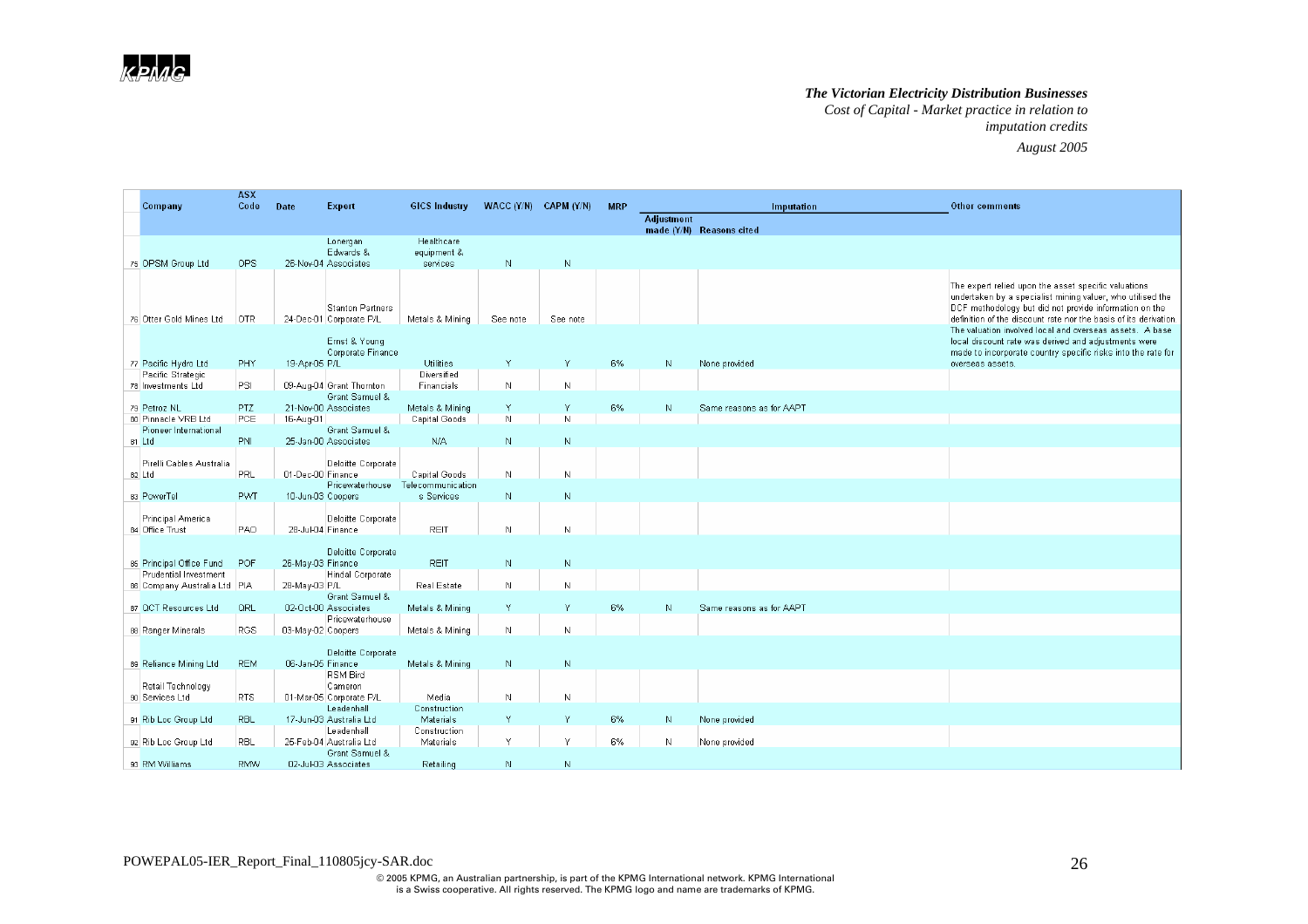| | Company | ASX Code | Date | Expert | GICS Industry | WACC (Y/N) | CAPM (Y/N) | MRP | Imputation | | Other comments |
|---|---|---|---|---|---|---|---|---|---|---|---|
| | | | | | | | | | Adjustment made (Y/N) | Reasons cited | |
| 75 | OPSM Group Ltd | OPS | 26-Nov-04 | Lonergan Edwards & Associates | Healthcare equipment & services | N | N | | | | |
| 76 | Otter Gold Mines Ltd | OTR | 24-Dec-01 | Stanton Partners Corporate P/L | Metals & Mining | See note | See note | | | | The expert relied upon the asset specific valuations undertaken by a specialist mining valuer, who utilised the DCF methodology but did not provide information on the definition of the discount rate nor the basis of its derivation. |
| 77 | Pacific Hydro Ltd | PHY | 19-Apr-05 | Ernst & Young Corporate Finance P/L | Utilities | Y | Y | 6% | N | None provided | The valuation involved local and overseas assets. A base local discount rate was derived and adjustments were made to incorporate country specific risks into the rate for overseas assets. |
| 78 | Pacific Strategic Investments Ltd | PSI | 09-Aug-04 | Grant Thornton | Diversified Financials | N | N | | | | |
| 79 | Petroz NL | PTZ | 21-Nov-00 | Grant Samuel & Associates | Metals & Mining | Y | Y | 6% | N | Same reasons as for AAPT | |
| 80 | Pinnacle VRB Ltd | PCE | 16-Aug-01 | | Capital Goods | N | N | | | | |
| 81 | Pioneer International Ltd | PNI | 25-Jan-00 | Grant Samuel & Associates | N/A | N | N | | | | |
| 82 | Pirelli Cables Australia Ltd | PRL | 01-Dec-00 | Deloitte Corporate Finance | Capital Goods | N | N | | | | |
| 83 | PowerTel | PWT | 10-Jun-03 | Pricewaterhouse Coopers | Telecommunications Services | N | N | | | | |
| 84 | Principal America Office Trust | PAO | 28-Jul-04 | Deloitte Corporate Finance | REIT | N | N | | | | |
| 85 | Principal Office Fund | POF | 26-May-03 | Deloitte Corporate Finance | REIT | N | N | | | | |
| 86 | Prudential Investment Company Australia Ltd | PIA | 28-May-03 | Hindal Corporate P/L | Real Estate | N | N | | | | |
| 87 | QCT Resources Ltd | QRL | 02-Oct-00 | Grant Samuel & Associates | Metals & Mining | Y | Y | 6% | N | Same reasons as for AAPT | |
| 88 | Ranger Minerals | RGS | 03-May-02 | Pricewaterhouse Coopers | Metals & Mining | N | N | | | | |
| 89 | Reliance Mining Ltd | REM | 06-Jan-05 | Deloitte Corporate Finance | Metals & Mining | N | N | | | | |
| 90 | Retail Technology Services Ltd | RTS | 01-Mar-05 | RSM Bird Cameron Corporate P/L | Media | N | N | | | | |
| 91 | Rib Loc Group Ltd | RBL | 17-Jun-03 | Leadenhall Australia Ltd | Construction Materials | Y | Y | 6% | N | None provided | |
| 92 | Rib Loc Group Ltd | RBL | 25-Feb-04 | Leadenhall Australia Ltd | Construction Materials | Y | Y | 6% | N | None provided | |
| 93 | RM Williams | RMW | 02-Jul-03 | Grant Samuel & Associates | Retailing | N | N | | | | |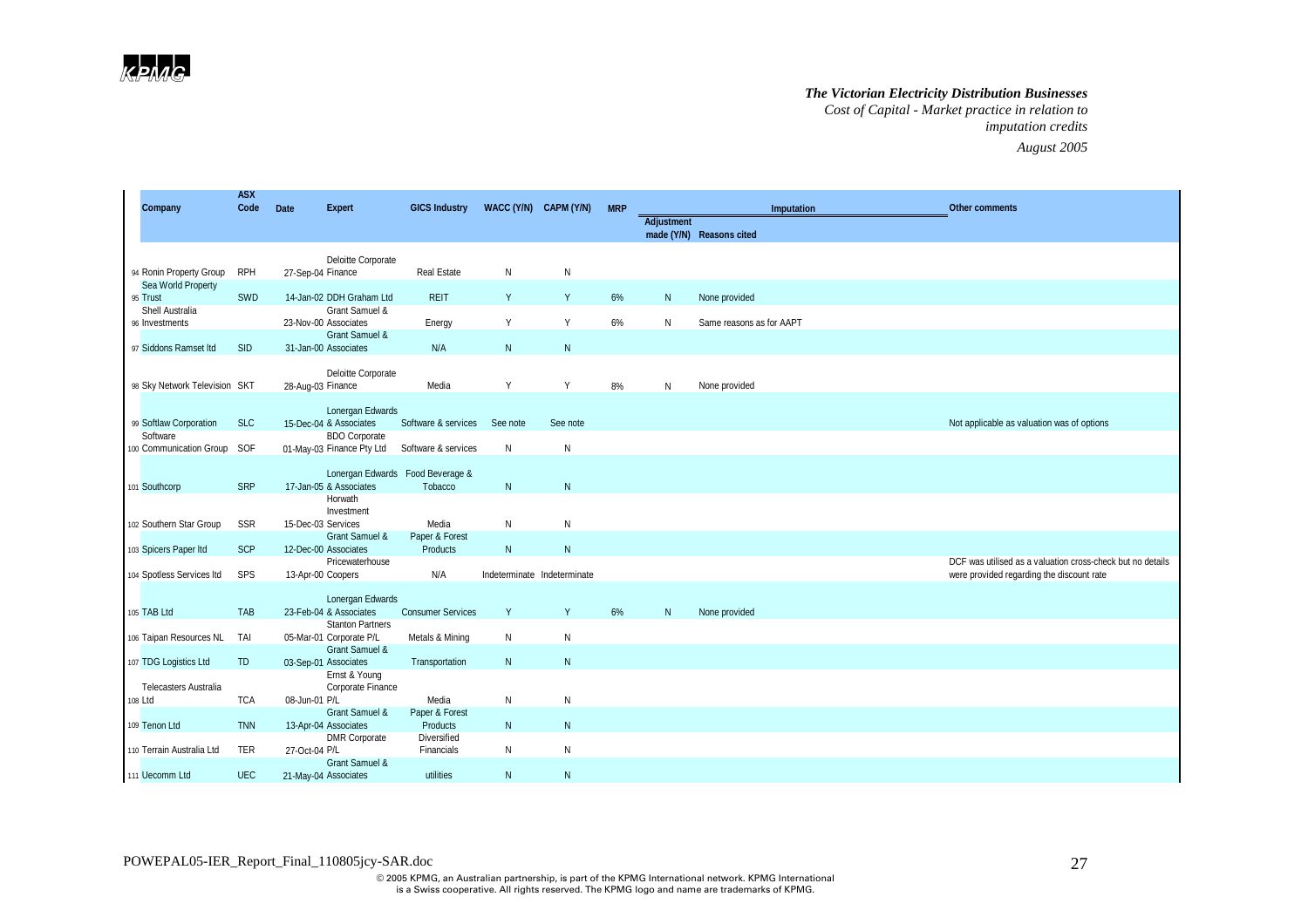| # | Company | ASX Code | Date | Expert | GICS Industry | WACC (Y/N) | CAPM (Y/N) | MRP | Imputation | | Other comments |
|---|---|---|---|---|---|---|---|---|---|---|---|
| | | | | | | | | | Adjustment made (Y/N) | Reasons cited | |
| 94 | Ronin Property Group | RPH | 27-Sep-04 | Deloitte Corporate Finance | Real Estate | N | N | | | | |
| 95 | Sea World Property Trust | SWD | 14-Jan-02 | DDH Graham Ltd | REIT | Y | Y | 6% | N | None provided | |
| 96 | Shell Australia Investments | | 23-Nov-00 | Grant Samuel & Associates | Energy | Y | Y | 6% | N | Same reasons as for AAPT | |
| 97 | Siddons Ramset ltd | SID | 31-Jan-00 | Grant Samuel & Associates | N/A | N | N | | | | |
| 98 | Sky Network Television | SKT | 28-Aug-03 | Deloitte Corporate Finance | Media | Y | Y | 8% | N | None provided | |
| 99 | Softlaw Corporation | SLC | 15-Dec-04 | Lonergan Edwards & Associates | Software & services | See note | See note | | | | Not applicable as valuation was of options |
| 100 | Software Communication Group | SOF | 01-May-03 | BDO Corporate Finance Pty Ltd | Software & services | N | N | | | | |
| 101 | Southcorp | SRP | 17-Jan-05 | Lonergan Edwards & Associates | Food Beverage & Tobacco | N | N | | | | |
| 102 | Southern Star Group | SSR | 15-Dec-03 | Horwath Investment Services | Media | N | N | | | | |
| 103 | Spicers Paper ltd | SCP | 12-Dec-00 | Grant Samuel & Associates | Paper & Forest Products | N | N | | | | |
| 104 | Spotless Services ltd | SPS | 13-Apr-00 | Pricewaterhouse Coopers | N/A | Indeterminate | Indeterminate | | | | DCF was utilised as a valuation cross-check but no details were provided regarding the discount rate |
| 105 | TAB Ltd | TAB | 23-Feb-04 | Lonergan Edwards & Associates | Consumer Services | Y | Y | 6% | N | None provided | |
| 106 | Taipan Resources NL | TAI | 05-Mar-01 | Stanton Partners Corporate P/L | Metals & Mining | N | N | | | | |
| 107 | TDG Logistics Ltd | TD | 03-Sep-01 | Grant Samuel & Associates | Transportation | N | N | | | | |
| 108 | Telecasters Australia Ltd | TCA | 08-Jun-01 | Ernst & Young Corporate Finance P/L | Media | N | N | | | | |
| 109 | Tenon Ltd | TNN | 13-Apr-04 | Grant Samuel & Associates | Paper & Forest Products | N | N | | | | |
| 110 | Terrain Australia Ltd | TER | 27-Oct-04 | DMR Corporate P/L | Diversified Financials | N | N | | | | |
| 111 | Uecomm Ltd | UEC | 21-May-04 | Grant Samuel & Associates | utilities | N | N | | | | |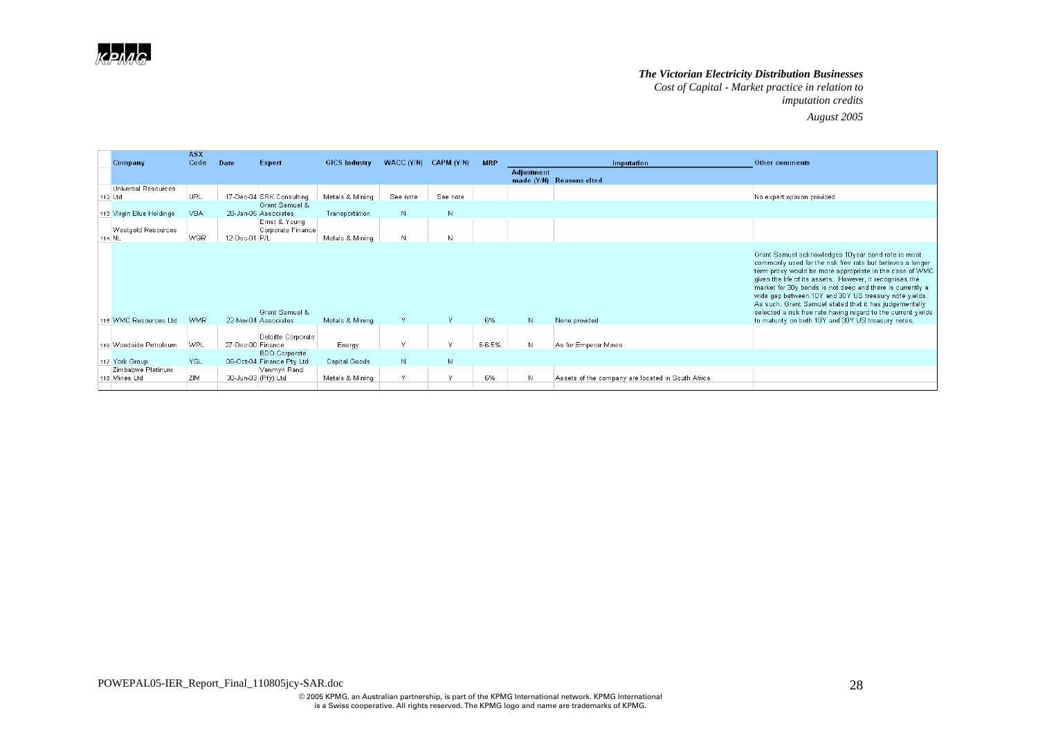*The Victorian Electricity Distribution Businesses*
*Cost of Capital - Market practice in relation to imputation credits*
*August 2005*

| | Company | ASX Code | Date | Expert | GICS Industry | WACC (Y/N) | CAPM (Y/N) | MRP | Imputation | | Other comments |
|---|---|---|---|---|---|---|---|---|---|---|---|
| | | | | | | | | | Adjustment made (Y/N) | Reasons cited | |
| 112 | Universal Resources Ltd | URL | 17-Dec-04 | SRK Consulting | Metals & Mining | See note | See note | | | | No expert opinion provided |
| 113 | Virgin Blue Holdings | VBA | 28-Jan-05 | Grant Samuel & Associates | Transportation | N | N | | | | |
| 114 | Westgold Resources NL | WGR | 12-Dec-01 | Ernst & Young Corporate Finance P/L | Metals & Mining | N | N | | | | |
| 115 | WMC Resources Ltd | WMR | 22-Nov-04 | Grant Samuel & Associates | Metals & Mining | Y | Y | 6% | N | None provided | Grant Samuel acknowledges 10year bond rate is most commonly used for the risk free rate but believes a longer term proxy would be more appropriate in the case of WMC given the life of its assets. However, it recognises the market for 30y bonds is not deep and there is currently a wide gap between 10Y and 30Y US treasury note yields. As such, Grant Samuel stated that it has judgementally selected a risk free rate having regard to the current yields to maturity on both 10Y and 30Y US treasury notes. |
| 116 | Woodside Petroleum | WPL | 27-Dec-00 | Deloitte Corporate Finance | Energy | Y | Y | 6-6.5% | N | As for Emperor Mines | |
| 117 | York Group | YSL | 06-Oct-04 | BDO Corporate Finance Pty Ltd | Capital Goods | N | N | | | | |
| 118 | Zimbabwe Platinum Mines Ltd | ZIM | 30-Jun-03 | Venmyn Rand (Pty) Ltd | Metals & Mining | Y | Y | 6% | N | Assets of the company are located in South Africa | |

POWEPAL05-IER_Report_Final_110805jcy-SAR.doc

© 2005 KPMG, an Australian partnership, is part of the KPMG International network. KPMG International is a Swiss cooperative. All rights reserved. The KPMG logo and name are trademarks of KPMG.